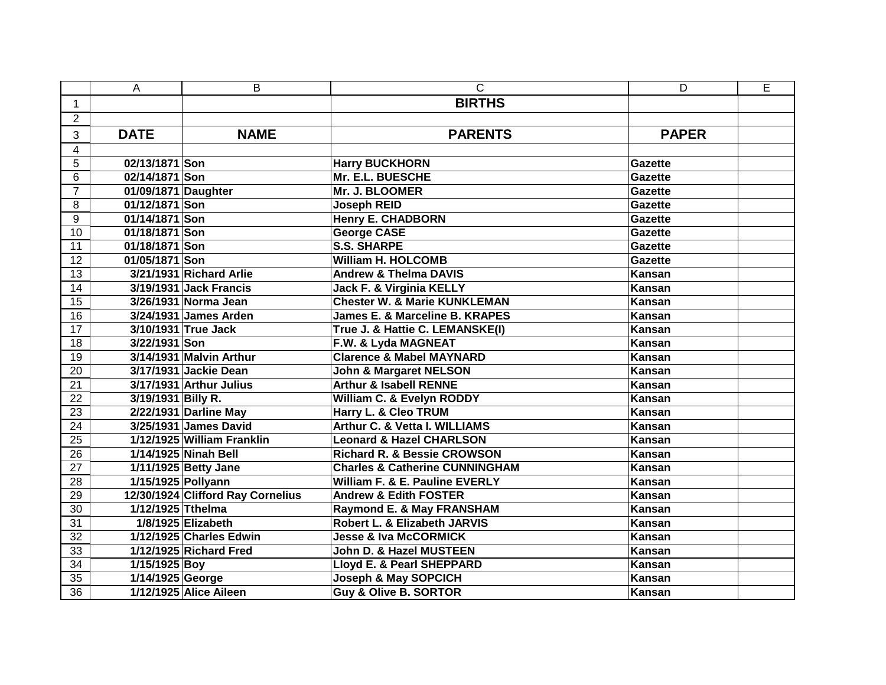# BIRTHS

| DATE | NAME | PARENTS | PAPER |
|---|---|---|---|
| 02/13/1871 | Son | Harry BUCKHORN | Gazette |
| 02/14/1871 | Son | Mr. E.L. BUESCHE | Gazette |
| 01/09/1871 | Daughter | Mr. J. BLOOMER | Gazette |
| 01/12/1871 | Son | Joseph REID | Gazette |
| 01/14/1871 | Son | Henry E. CHADBORN | Gazette |
| 01/18/1871 | Son | George CASE | Gazette |
| 01/18/1871 | Son | S.S. SHARPE | Gazette |
| 01/05/1871 | Son | William H. HOLCOMB | Gazette |
| 3/21/1931 | Richard Arlie | Andrew & Thelma DAVIS | Kansan |
| 3/19/1931 | Jack Francis | Jack F. & Virginia KELLY | Kansan |
| 3/26/1931 | Norma Jean | Chester W. & Marie KUNKLEMAN | Kansan |
| 3/24/1931 | James Arden | James E. & Marceline B. KRAPES | Kansan |
| 3/10/1931 | True Jack | True J. & Hattie C. LEMANSKE(I) | Kansan |
| 3/22/1931 | Son | F.W. & Lyda MAGNEAT | Kansan |
| 3/14/1931 | Malvin Arthur | Clarence & Mabel MAYNARD | Kansan |
| 3/17/1931 | Jackie Dean | John & Margaret NELSON | Kansan |
| 3/17/1931 | Arthur Julius | Arthur & Isabell RENNE | Kansan |
| 3/19/1931 | Billy R. | William C. & Evelyn RODDY | Kansan |
| 2/22/1931 | Darline May | Harry L. & Cleo TRUM | Kansan |
| 3/25/1931 | James David | Arthur C. & Vetta I. WILLIAMS | Kansan |
| 1/12/1925 | William Franklin | Leonard & Hazel CHARLSON | Kansan |
| 1/14/1925 | Ninah Bell | Richard R. & Bessie CROWSON | Kansan |
| 1/11/1925 | Betty Jane | Charles & Catherine CUNNINGHAM | Kansan |
| 1/15/1925 | Pollyann | William F. & E. Pauline EVERLY | Kansan |
| 12/30/1924 | Clifford Ray Cornelius | Andrew & Edith FOSTER | Kansan |
| 1/12/1925 | Tthelma | Raymond E. & May FRANSHAM | Kansan |
| 1/8/1925 | Elizabeth | Robert L. & Elizabeth JARVIS | Kansan |
| 1/12/1925 | Charles Edwin | Jesse & Iva McCORMICK | Kansan |
| 1/12/1925 | Richard Fred | John D. & Hazel MUSTEEN | Kansan |
| 1/15/1925 | Boy | Lloyd E. & Pearl SHEPPARD | Kansan |
| 1/14/1925 | George | Joseph & May SOPCICH | Kansan |
| 1/12/1925 | Alice Aileen | Guy & Olive B. SORTOR | Kansan |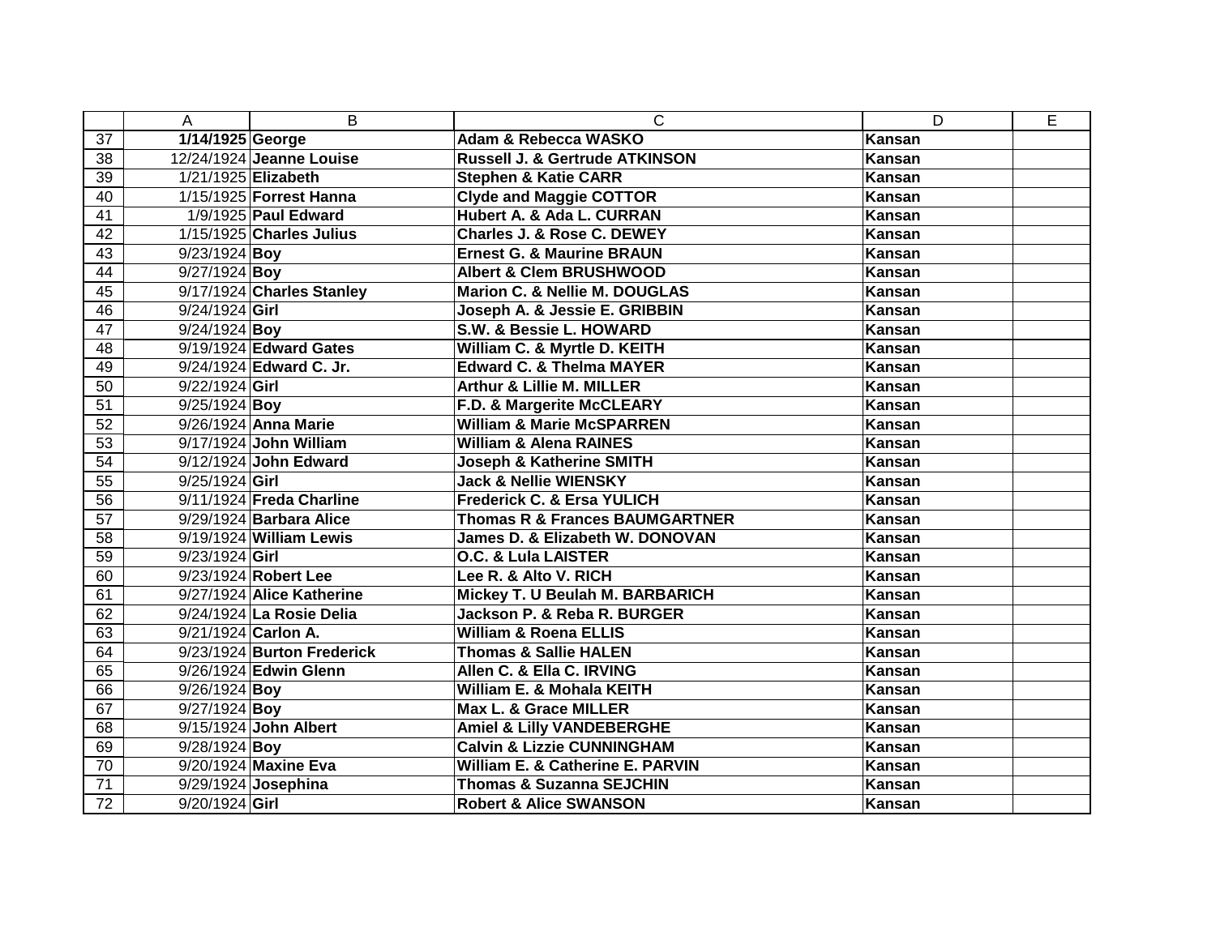| | A | B | C | D | E |
|---|---|---|---|---|---|
| 37 | **1/14/1925** | **George** | **Adam & Rebecca WASKO** | **Kansan** | |
| 38 | 12/24/1924 | **Jeanne Louise** | **Russell J. & Gertrude ATKINSON** | **Kansan** | |
| 39 | 1/21/1925 | **Elizabeth** | **Stephen & Katie CARR** | **Kansan** | |
| 40 | 1/15/1925 | **Forrest Hanna** | **Clyde and Maggie COTTOR** | **Kansan** | |
| 41 | 1/9/1925 | **Paul Edward** | **Hubert A. & Ada L. CURRAN** | **Kansan** | |
| 42 | 1/15/1925 | **Charles Julius** | **Charles J. & Rose C. DEWEY** | **Kansan** | |
| 43 | 9/23/1924 | **Boy** | **Ernest G. & Maurine BRAUN** | **Kansan** | |
| 44 | 9/27/1924 | **Boy** | **Albert & Clem BRUSHWOOD** | **Kansan** | |
| 45 | 9/17/1924 | **Charles Stanley** | **Marion C. & Nellie M. DOUGLAS** | **Kansan** | |
| 46 | 9/24/1924 | **Girl** | **Joseph A. & Jessie E. GRIBBIN** | **Kansan** | |
| 47 | 9/24/1924 | **Boy** | **S.W. & Bessie L. HOWARD** | **Kansan** | |
| 48 | 9/19/1924 | **Edward Gates** | **William C. & Myrtle D. KEITH** | **Kansan** | |
| 49 | 9/24/1924 | **Edward C. Jr.** | **Edward C. & Thelma MAYER** | **Kansan** | |
| 50 | 9/22/1924 | **Girl** | **Arthur & Lillie M. MILLER** | **Kansan** | |
| 51 | 9/25/1924 | **Boy** | **F.D. & Margerite McCLEARY** | **Kansan** | |
| 52 | 9/26/1924 | **Anna Marie** | **William & Marie McSPARREN** | **Kansan** | |
| 53 | 9/17/1924 | **John William** | **William & Alena RAINES** | **Kansan** | |
| 54 | 9/12/1924 | **John Edward** | **Joseph & Katherine SMITH** | **Kansan** | |
| 55 | 9/25/1924 | **Girl** | **Jack & Nellie WIENSKY** | **Kansan** | |
| 56 | 9/11/1924 | **Freda Charline** | **Frederick C. & Ersa YULICH** | **Kansan** | |
| 57 | 9/29/1924 | **Barbara Alice** | **Thomas R & Frances BAUMGARTNER** | **Kansan** | |
| 58 | 9/19/1924 | **William Lewis** | **James D. & Elizabeth W. DONOVAN** | **Kansan** | |
| 59 | 9/23/1924 | **Girl** | **O.C. & Lula LAISTER** | **Kansan** | |
| 60 | 9/23/1924 | **Robert Lee** | **Lee R. & Alto V. RICH** | **Kansan** | |
| 61 | 9/27/1924 | **Alice Katherine** | **Mickey T. U Beulah M. BARBARICH** | **Kansan** | |
| 62 | 9/24/1924 | **La Rosie Delia** | **Jackson P. & Reba R. BURGER** | **Kansan** | |
| 63 | 9/21/1924 | **Carlon A.** | **William & Roena ELLIS** | **Kansan** | |
| 64 | 9/23/1924 | **Burton Frederick** | **Thomas & Sallie HALEN** | **Kansan** | |
| 65 | 9/26/1924 | **Edwin Glenn** | **Allen C. & Ella C. IRVING** | **Kansan** | |
| 66 | 9/26/1924 | **Boy** | **William E. & Mohala KEITH** | **Kansan** | |
| 67 | 9/27/1924 | **Boy** | **Max L. & Grace MILLER** | **Kansan** | |
| 68 | 9/15/1924 | **John Albert** | **Amiel & Lilly VANDEBERGHE** | **Kansan** | |
| 69 | 9/28/1924 | **Boy** | **Calvin & Lizzie CUNNINGHAM** | **Kansan** | |
| 70 | 9/20/1924 | **Maxine Eva** | **William E. & Catherine E. PARVIN** | **Kansan** | |
| 71 | 9/29/1924 | **Josephina** | **Thomas & Suzanna SEJCHIN** | **Kansan** | |
| 72 | 9/20/1924 | **Girl** | **Robert & Alice SWANSON** | **Kansan** | |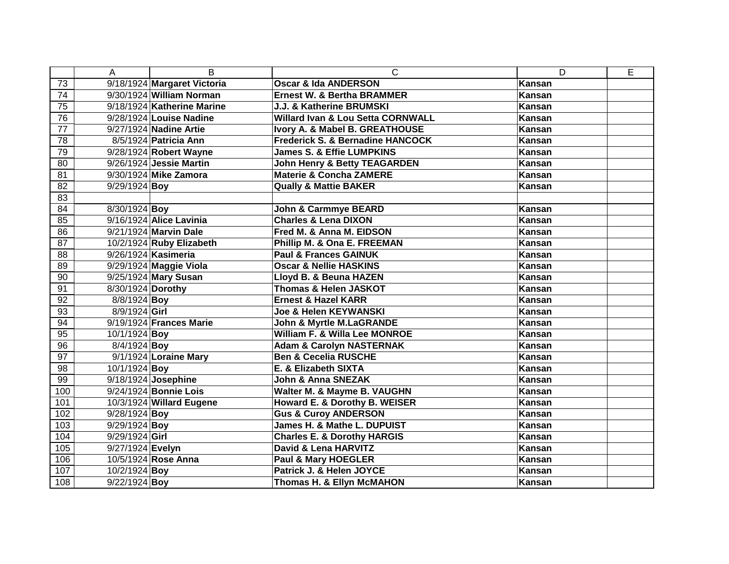| | A | B | C | D | E |
|---|---|---|---|---|---|
| 73 | 9/18/1924 | **Margaret Victoria** | **Oscar & Ida ANDERSON** | **Kansan** | |
| 74 | 9/30/1924 | **William Norman** | **Ernest W. & Bertha BRAMMER** | **Kansan** | |
| 75 | 9/18/1924 | **Katherine Marine** | **J.J. & Katherine BRUMSKI** | **Kansan** | |
| 76 | 9/28/1924 | **Louise Nadine** | **Willard Ivan & Lou Setta CORNWALL** | **Kansan** | |
| 77 | 9/27/1924 | **Nadine Artie** | **Ivory A. & Mabel B. GREATHOUSE** | **Kansan** | |
| 78 | 8/5/1924 | **Patricia Ann** | **Frederick S. & Bernadine HANCOCK** | **Kansan** | |
| 79 | 9/28/1924 | **Robert Wayne** | **James S. & Effie LUMPKINS** | **Kansan** | |
| 80 | 9/26/1924 | **Jessie Martin** | **John Henry & Betty TEAGARDEN** | **Kansan** | |
| 81 | 9/30/1924 | **Mike Zamora** | **Materie & Concha ZAMERE** | **Kansan** | |
| 82 | 9/29/1924 | **Boy** | **Qually & Mattie BAKER** | **Kansan** | |
| 83 | | | | | |
| 84 | 8/30/1924 | **Boy** | **John & Carmmye BEARD** | **Kansan** | |
| 85 | 9/16/1924 | **Alice Lavinia** | **Charles & Lena DIXON** | **Kansan** | |
| 86 | 9/21/1924 | **Marvin Dale** | **Fred M. & Anna M. EIDSON** | **Kansan** | |
| 87 | 10/2/1924 | **Ruby Elizabeth** | **Phillip M. & Ona E. FREEMAN** | **Kansan** | |
| 88 | 9/26/1924 | **Kasimeria** | **Paul & Frances GAINUK** | **Kansan** | |
| 89 | 9/29/1924 | **Maggie Viola** | **Oscar & Nellie HASKINS** | **Kansan** | |
| 90 | 9/25/1924 | **Mary Susan** | **Lloyd B. & Beuna HAZEN** | **Kansan** | |
| 91 | 8/30/1924 | **Dorothy** | **Thomas & Helen JASKOT** | **Kansan** | |
| 92 | 8/8/1924 | **Boy** | **Ernest & Hazel KARR** | **Kansan** | |
| 93 | 8/9/1924 | **Girl** | **Joe & Helen KEYWANSKI** | **Kansan** | |
| 94 | 9/19/1924 | **Frances Marie** | **John & Myrtle M.LaGRANDE** | **Kansan** | |
| 95 | 10/1/1924 | **Boy** | **William F. & Willa Lee MONROE** | **Kansan** | |
| 96 | 8/4/1924 | **Boy** | **Adam & Carolyn NASTERNAK** | **Kansan** | |
| 97 | 9/1/1924 | **Loraine Mary** | **Ben & Cecelia RUSCHE** | **Kansan** | |
| 98 | 10/1/1924 | **Boy** | **E. & Elizabeth SIXTA** | **Kansan** | |
| 99 | 9/18/1924 | **Josephine** | **John & Anna SNEZAK** | **Kansan** | |
| 100 | 9/24/1924 | **Bonnie Lois** | **Walter M. & Mayme B. VAUGHN** | **Kansan** | |
| 101 | 10/3/1924 | **Willard Eugene** | **Howard E. & Dorothy B. WEISER** | **Kansan** | |
| 102 | 9/28/1924 | **Boy** | **Gus & Curoy ANDERSON** | **Kansan** | |
| 103 | 9/29/1924 | **Boy** | **James H. & Mathe L. DUPUIST** | **Kansan** | |
| 104 | 9/29/1924 | **Girl** | **Charles E. & Dorothy HARGIS** | **Kansan** | |
| 105 | 9/27/1924 | **Evelyn** | **David & Lena HARVITZ** | **Kansan** | |
| 106 | 10/5/1924 | **Rose Anna** | **Paul & Mary HOEGLER** | **Kansan** | |
| 107 | 10/2/1924 | **Boy** | **Patrick J. & Helen JOYCE** | **Kansan** | |
| 108 | 9/22/1924 | **Boy** | **Thomas H. & Ellyn McMAHON** | **Kansan** | |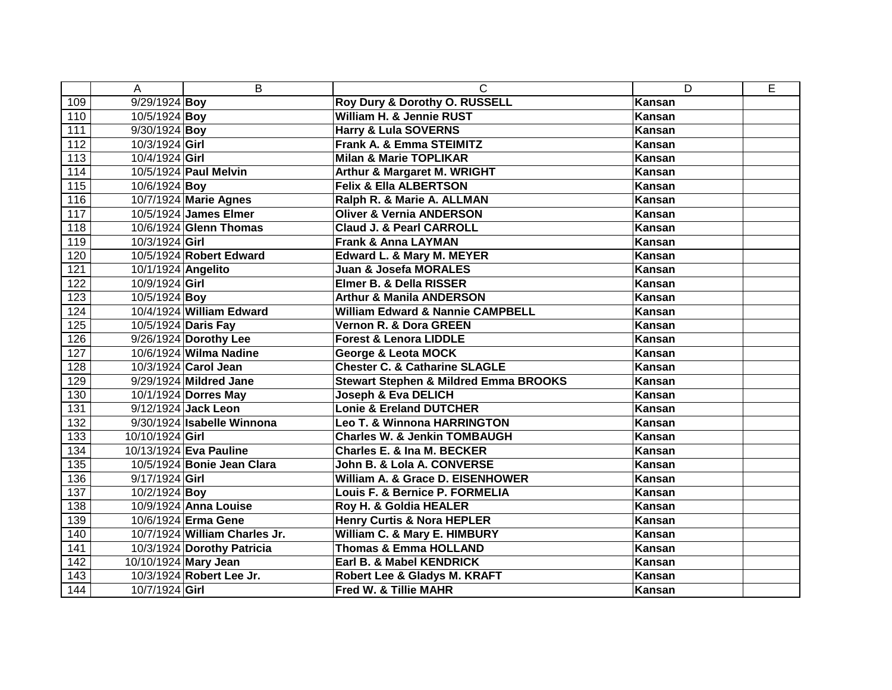| | A | B | C | D | E |
|---|---|---|---|---|---|
| 109 | 9/29/1924 | **Boy** | **Roy Dury & Dorothy O. RUSSELL** | **Kansan** | |
| 110 | 10/5/1924 | **Boy** | **William H. & Jennie RUST** | **Kansan** | |
| 111 | 9/30/1924 | **Boy** | **Harry & Lula SOVERNS** | **Kansan** | |
| 112 | 10/3/1924 | **Girl** | **Frank A. & Emma STEIMITZ** | **Kansan** | |
| 113 | 10/4/1924 | **Girl** | **Milan & Marie TOPLIKAR** | **Kansan** | |
| 114 | 10/5/1924 | **Paul Melvin** | **Arthur & Margaret M. WRIGHT** | **Kansan** | |
| 115 | 10/6/1924 | **Boy** | **Felix & Ella ALBERTSON** | **Kansan** | |
| 116 | 10/7/1924 | **Marie Agnes** | **Ralph R. & Marie A. ALLMAN** | **Kansan** | |
| 117 | 10/5/1924 | **James Elmer** | **Oliver & Vernia ANDERSON** | **Kansan** | |
| 118 | 10/6/1924 | **Glenn Thomas** | **Claud J. & Pearl CARROLL** | **Kansan** | |
| 119 | 10/3/1924 | **Girl** | **Frank & Anna LAYMAN** | **Kansan** | |
| 120 | 10/5/1924 | **Robert Edward** | **Edward L. & Mary M. MEYER** | **Kansan** | |
| 121 | 10/1/1924 | **Angelito** | **Juan & Josefa MORALES** | **Kansan** | |
| 122 | 10/9/1924 | **Girl** | **Elmer B. & Della RISSER** | **Kansan** | |
| 123 | 10/5/1924 | **Boy** | **Arthur & Manila ANDERSON** | **Kansan** | |
| 124 | 10/4/1924 | **William Edward** | **William Edward & Nannie CAMPBELL** | **Kansan** | |
| 125 | 10/5/1924 | **Daris Fay** | **Vernon R. & Dora GREEN** | **Kansan** | |
| 126 | 9/26/1924 | **Dorothy Lee** | **Forest & Lenora LIDDLE** | **Kansan** | |
| 127 | 10/6/1924 | **Wilma Nadine** | **George & Leota MOCK** | **Kansan** | |
| 128 | 10/3/1924 | **Carol Jean** | **Chester C. & Catharine SLAGLE** | **Kansan** | |
| 129 | 9/29/1924 | **Mildred Jane** | **Stewart Stephen & Mildred Emma BROOKS** | **Kansan** | |
| 130 | 10/1/1924 | **Dorres May** | **Joseph & Eva DELICH** | **Kansan** | |
| 131 | 9/12/1924 | **Jack Leon** | **Lonie & Ereland DUTCHER** | **Kansan** | |
| 132 | 9/30/1924 | **Isabelle Winnona** | **Leo T. & Winnona HARRINGTON** | **Kansan** | |
| 133 | 10/10/1924 | **Girl** | **Charles W. & Jenkin TOMBAUGH** | **Kansan** | |
| 134 | 10/13/1924 | **Eva Pauline** | **Charles E. & Ina M. BECKER** | **Kansan** | |
| 135 | 10/5/1924 | **Bonie Jean Clara** | **John B. & Lola A. CONVERSE** | **Kansan** | |
| 136 | 9/17/1924 | **Girl** | **William A. & Grace D. EISENHOWER** | **Kansan** | |
| 137 | 10/2/1924 | **Boy** | **Louis F. & Bernice P. FORMELIA** | **Kansan** | |
| 138 | 10/9/1924 | **Anna Louise** | **Roy H. & Goldia HEALER** | **Kansan** | |
| 139 | 10/6/1924 | **Erma Gene** | **Henry Curtis & Nora HEPLER** | **Kansan** | |
| 140 | 10/7/1924 | **William Charles Jr.** | **William C. & Mary E. HIMBURY** | **Kansan** | |
| 141 | 10/3/1924 | **Dorothy Patricia** | **Thomas & Emma HOLLAND** | **Kansan** | |
| 142 | 10/10/1924 | **Mary Jean** | **Earl B. & Mabel KENDRICK** | **Kansan** | |
| 143 | 10/3/1924 | **Robert Lee Jr.** | **Robert Lee & Gladys M. KRAFT** | **Kansan** | |
| 144 | 10/7/1924 | **Girl** | **Fred W. & Tillie MAHR** | **Kansan** | |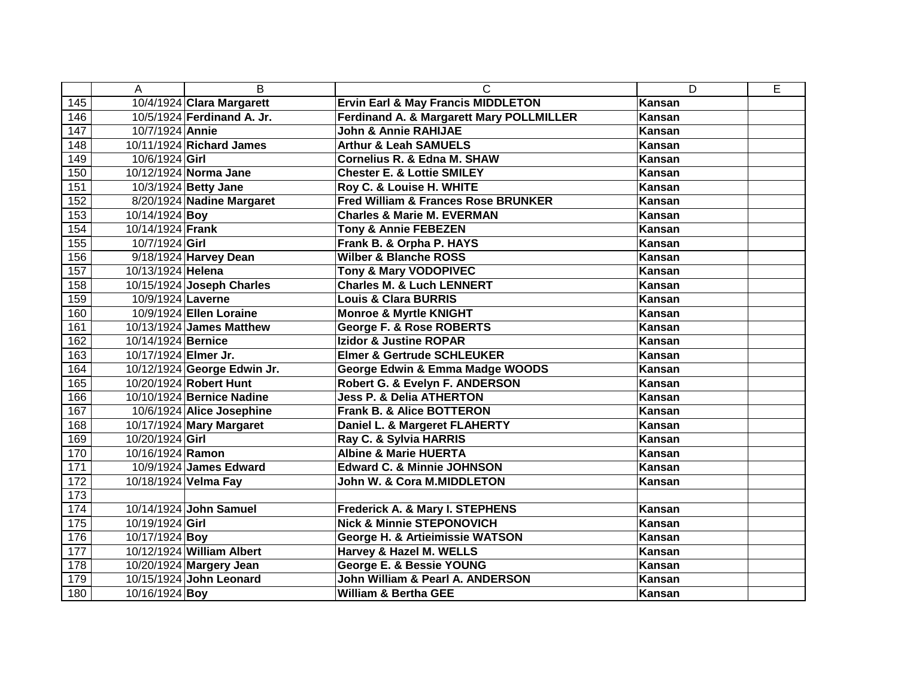| | A | B | C | D | E |
|---|---|---|---|---|---|
| 145 | 10/4/1924 | **Clara Margarett** | **Ervin Earl & May Francis MIDDLETON** | **Kansan** | |
| 146 | 10/5/1924 | **Ferdinand A. Jr.** | **Ferdinand A. & Margarett Mary POLLMILLER** | **Kansan** | |
| 147 | 10/7/1924 | **Annie** | **John & Annie RAHIJAE** | **Kansan** | |
| 148 | 10/11/1924 | **Richard James** | **Arthur & Leah SAMUELS** | **Kansan** | |
| 149 | 10/6/1924 | **Girl** | **Cornelius R. & Edna M. SHAW** | **Kansan** | |
| 150 | 10/12/1924 | **Norma Jane** | **Chester E. & Lottie SMILEY** | **Kansan** | |
| 151 | 10/3/1924 | **Betty Jane** | **Roy C. & Louise H. WHITE** | **Kansan** | |
| 152 | 8/20/1924 | **Nadine Margaret** | **Fred William & Frances Rose BRUNKER** | **Kansan** | |
| 153 | 10/14/1924 | **Boy** | **Charles & Marie M. EVERMAN** | **Kansan** | |
| 154 | 10/14/1924 | **Frank** | **Tony & Annie FEBEZEN** | **Kansan** | |
| 155 | 10/7/1924 | **Girl** | **Frank B. & Orpha P. HAYS** | **Kansan** | |
| 156 | 9/18/1924 | **Harvey Dean** | **Wilber & Blanche ROSS** | **Kansan** | |
| 157 | 10/13/1924 | **Helena** | **Tony & Mary VODOPIVEC** | **Kansan** | |
| 158 | 10/15/1924 | **Joseph Charles** | **Charles M. & Luch LENNERT** | **Kansan** | |
| 159 | 10/9/1924 | **Laverne** | **Louis & Clara BURRIS** | **Kansan** | |
| 160 | 10/9/1924 | **Ellen Loraine** | **Monroe & Myrtle KNIGHT** | **Kansan** | |
| 161 | 10/13/1924 | **James Matthew** | **George F. & Rose ROBERTS** | **Kansan** | |
| 162 | 10/14/1924 | **Bernice** | **Izidor & Justine ROPAR** | **Kansan** | |
| 163 | 10/17/1924 | **Elmer Jr.** | **Elmer & Gertrude SCHLEUKER** | **Kansan** | |
| 164 | 10/12/1924 | **George Edwin Jr.** | **George Edwin & Emma Madge WOODS** | **Kansan** | |
| 165 | 10/20/1924 | **Robert Hunt** | **Robert G. & Evelyn F. ANDERSON** | **Kansan** | |
| 166 | 10/10/1924 | **Bernice Nadine** | **Jess P. & Delia ATHERTON** | **Kansan** | |
| 167 | 10/6/1924 | **Alice Josephine** | **Frank B. & Alice BOTTERON** | **Kansan** | |
| 168 | 10/17/1924 | **Mary Margaret** | **Daniel L. & Margeret FLAHERTY** | **Kansan** | |
| 169 | 10/20/1924 | **Girl** | **Ray C. & Sylvia HARRIS** | **Kansan** | |
| 170 | 10/16/1924 | **Ramon** | **Albine & Marie HUERTA** | **Kansan** | |
| 171 | 10/9/1924 | **James Edward** | **Edward C. & Minnie JOHNSON** | **Kansan** | |
| 172 | 10/18/1924 | **Velma Fay** | **John W. & Cora M.MIDDLETON** | **Kansan** | |
| 173 | | | | | |
| 174 | 10/14/1924 | **John Samuel** | **Frederick A. & Mary I. STEPHENS** | **Kansan** | |
| 175 | 10/19/1924 | **Girl** | **Nick & Minnie STEPONOVICH** | **Kansan** | |
| 176 | 10/17/1924 | **Boy** | **George H. & Artieimissie WATSON** | **Kansan** | |
| 177 | 10/12/1924 | **William Albert** | **Harvey & Hazel M. WELLS** | **Kansan** | |
| 178 | 10/20/1924 | **Margery Jean** | **George E. & Bessie YOUNG** | **Kansan** | |
| 179 | 10/15/1924 | **John Leonard** | **John William & Pearl A. ANDERSON** | **Kansan** | |
| 180 | 10/16/1924 | **Boy** | **William & Bertha GEE** | **Kansan** | |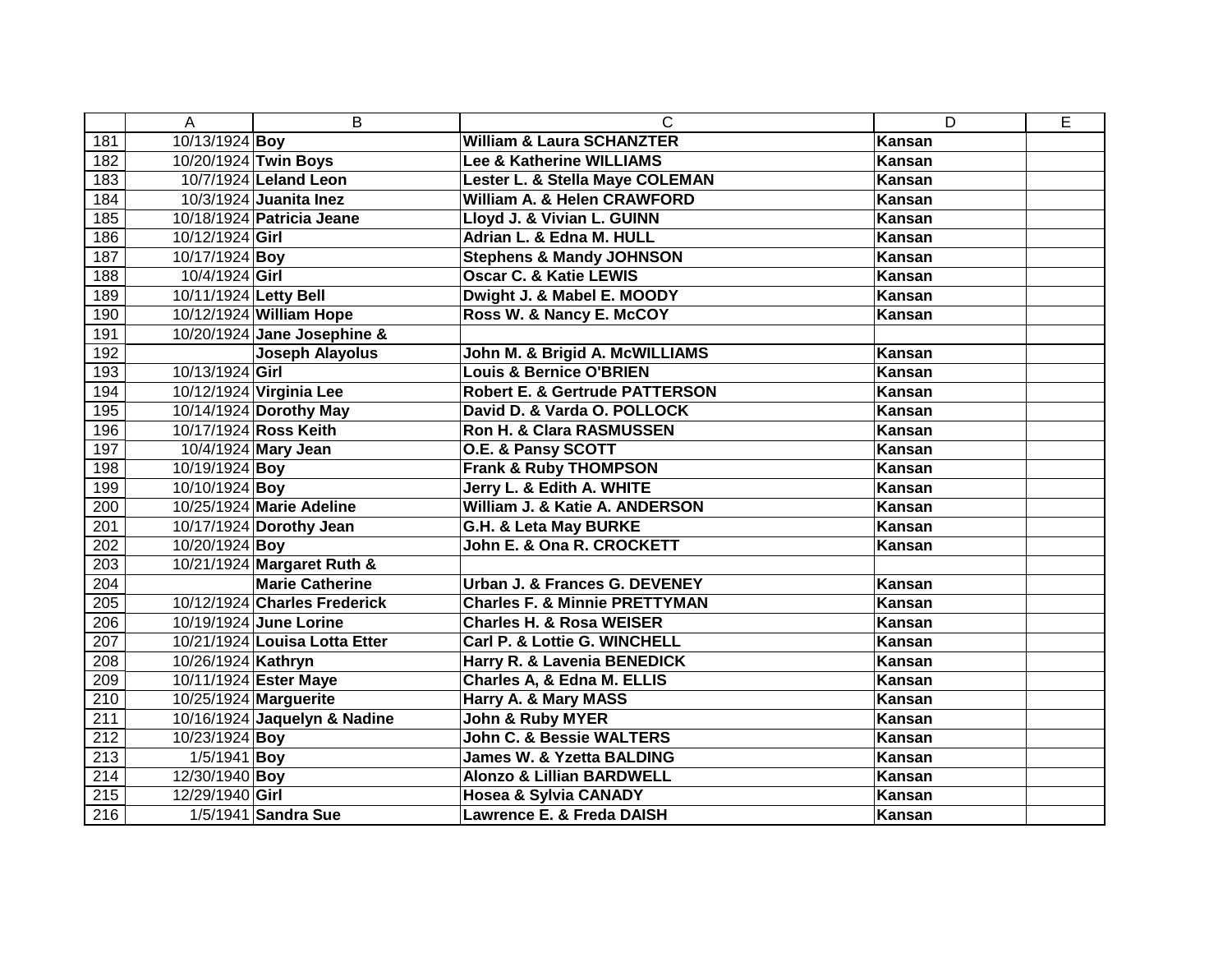| | A | B | C | D | E |
|---|---|---|---|---|---|
| 181 | 10/13/1924 | **Boy** | **William & Laura SCHANZTER** | **Kansan** | |
| 182 | 10/20/1924 | **Twin Boys** | **Lee & Katherine WILLIAMS** | **Kansan** | |
| 183 | 10/7/1924 | **Leland Leon** | **Lester L. & Stella Maye COLEMAN** | **Kansan** | |
| 184 | 10/3/1924 | **Juanita Inez** | **William A. & Helen CRAWFORD** | **Kansan** | |
| 185 | 10/18/1924 | **Patricia Jeane** | **Lloyd J. & Vivian L. GUINN** | **Kansan** | |
| 186 | 10/12/1924 | **Girl** | **Adrian L. & Edna M. HULL** | **Kansan** | |
| 187 | 10/17/1924 | **Boy** | **Stephens & Mandy JOHNSON** | **Kansan** | |
| 188 | 10/4/1924 | **Girl** | **Oscar C. & Katie LEWIS** | **Kansan** | |
| 189 | 10/11/1924 | **Letty Bell** | **Dwight J. & Mabel E. MOODY** | **Kansan** | |
| 190 | 10/12/1924 | **William Hope** | **Ross W. & Nancy E. McCOY** | **Kansan** | |
| 191 | 10/20/1924 | **Jane Josephine &** | | | |
| 192 | | **Joseph Alayolus** | **John M. & Brigid A. McWILLIAMS** | **Kansan** | |
| 193 | 10/13/1924 | **Girl** | **Louis & Bernice O'BRIEN** | **Kansan** | |
| 194 | 10/12/1924 | **Virginia Lee** | **Robert E. & Gertrude PATTERSON** | **Kansan** | |
| 195 | 10/14/1924 | **Dorothy May** | **David D. & Varda O. POLLOCK** | **Kansan** | |
| 196 | 10/17/1924 | **Ross Keith** | **Ron H. & Clara RASMUSSEN** | **Kansan** | |
| 197 | 10/4/1924 | **Mary Jean** | **O.E. & Pansy SCOTT** | **Kansan** | |
| 198 | 10/19/1924 | **Boy** | **Frank & Ruby THOMPSON** | **Kansan** | |
| 199 | 10/10/1924 | **Boy** | **Jerry L. & Edith A. WHITE** | **Kansan** | |
| 200 | 10/25/1924 | **Marie Adeline** | **William J. & Katie A. ANDERSON** | **Kansan** | |
| 201 | 10/17/1924 | **Dorothy Jean** | **G.H. & Leta May BURKE** | **Kansan** | |
| 202 | 10/20/1924 | **Boy** | **John E. & Ona R. CROCKETT** | **Kansan** | |
| 203 | 10/21/1924 | **Margaret Ruth &** | | | |
| 204 | | **Marie Catherine** | **Urban J. & Frances G. DEVENEY** | **Kansan** | |
| 205 | 10/12/1924 | **Charles Frederick** | **Charles F. & Minnie PRETTYMAN** | **Kansan** | |
| 206 | 10/19/1924 | **June Lorine** | **Charles H. & Rosa WEISER** | **Kansan** | |
| 207 | 10/21/1924 | **Louisa Lotta Etter** | **Carl P. & Lottie G. WINCHELL** | **Kansan** | |
| 208 | 10/26/1924 | **Kathryn** | **Harry R. & Lavenia BENEDICK** | **Kansan** | |
| 209 | 10/11/1924 | **Ester Maye** | **Charles A, & Edna M. ELLIS** | **Kansan** | |
| 210 | 10/25/1924 | **Marguerite** | **Harry A. & Mary MASS** | **Kansan** | |
| 211 | 10/16/1924 | **Jaquelyn & Nadine** | **John & Ruby MYER** | **Kansan** | |
| 212 | 10/23/1924 | **Boy** | **John C. & Bessie WALTERS** | **Kansan** | |
| 213 | 1/5/1941 | **Boy** | **James W. & Yzetta BALDING** | **Kansan** | |
| 214 | 12/30/1940 | **Boy** | **Alonzo & Lillian BARDWELL** | **Kansan** | |
| 215 | 12/29/1940 | **Girl** | **Hosea & Sylvia CANADY** | **Kansan** | |
| 216 | 1/5/1941 | **Sandra Sue** | **Lawrence E. & Freda DAISH** | **Kansan** | |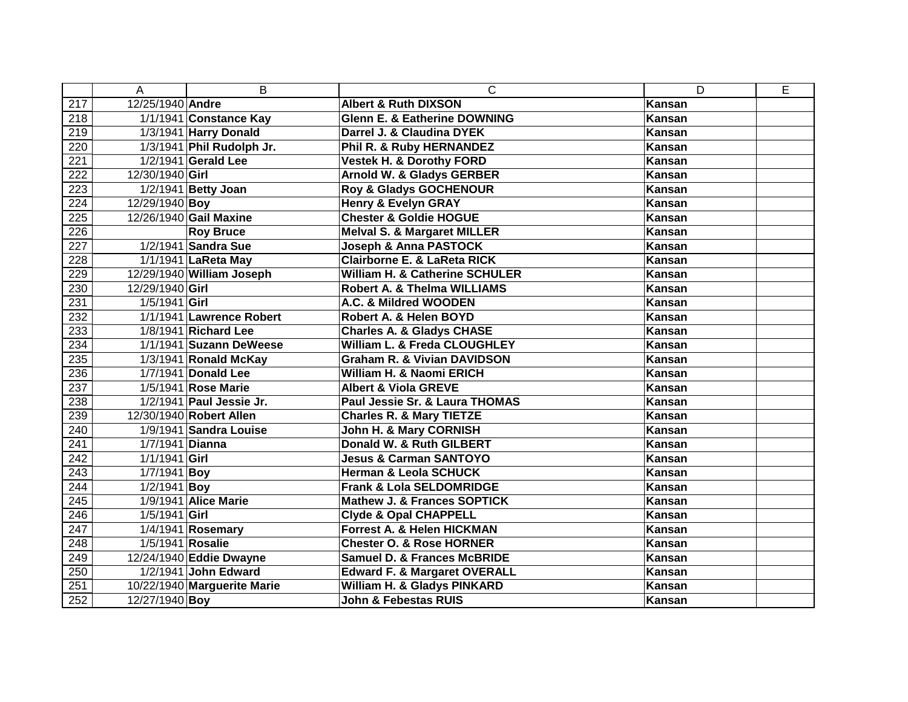|  | A | B | C | D | E |
|---|---|---|---|---|---|
| 217 | 12/25/1940 | **Andre** | **Albert & Ruth DIXSON** | **Kansan** |  |
| 218 | 1/1/1941 | **Constance Kay** | **Glenn E. & Eatherine DOWNING** | **Kansan** |  |
| 219 | 1/3/1941 | **Harry Donald** | **Darrel J. & Claudina DYEK** | **Kansan** |  |
| 220 | 1/3/1941 | **Phil Rudolph Jr.** | **Phil R. & Ruby HERNANDEZ** | **Kansan** |  |
| 221 | 1/2/1941 | **Gerald Lee** | **Vestek H. & Dorothy FORD** | **Kansan** |  |
| 222 | 12/30/1940 | **Girl** | **Arnold W. & Gladys GERBER** | **Kansan** |  |
| 223 | 1/2/1941 | **Betty Joan** | **Roy & Gladys GOCHENOUR** | **Kansan** |  |
| 224 | 12/29/1940 | **Boy** | **Henry & Evelyn GRAY** | **Kansan** |  |
| 225 | 12/26/1940 | **Gail Maxine** | **Chester & Goldie HOGUE** | **Kansan** |  |
| 226 |  | **Roy Bruce** | **Melval S. & Margaret MILLER** | **Kansan** |  |
| 227 | 1/2/1941 | **Sandra Sue** | **Joseph & Anna PASTOCK** | **Kansan** |  |
| 228 | 1/1/1941 | **LaReta May** | **Clairborne E. & LaReta RICK** | **Kansan** |  |
| 229 | 12/29/1940 | **William Joseph** | **William H. & Catherine SCHULER** | **Kansan** |  |
| 230 | 12/29/1940 | **Girl** | **Robert A. & Thelma WILLIAMS** | **Kansan** |  |
| 231 | 1/5/1941 | **Girl** | **A.C. & Mildred WOODEN** | **Kansan** |  |
| 232 | 1/1/1941 | **Lawrence Robert** | **Robert A. & Helen BOYD** | **Kansan** |  |
| 233 | 1/8/1941 | **Richard Lee** | **Charles A. & Gladys CHASE** | **Kansan** |  |
| 234 | 1/1/1941 | **Suzann DeWeese** | **William L. & Freda CLOUGHLEY** | **Kansan** |  |
| 235 | 1/3/1941 | **Ronald McKay** | **Graham R. & Vivian DAVIDSON** | **Kansan** |  |
| 236 | 1/7/1941 | **Donald Lee** | **William H. & Naomi ERICH** | **Kansan** |  |
| 237 | 1/5/1941 | **Rose Marie** | **Albert & Viola GREVE** | **Kansan** |  |
| 238 | 1/2/1941 | **Paul Jessie Jr.** | **Paul Jessie Sr. & Laura THOMAS** | **Kansan** |  |
| 239 | 12/30/1940 | **Robert Allen** | **Charles R. & Mary TIETZE** | **Kansan** |  |
| 240 | 1/9/1941 | **Sandra Louise** | **John H. & Mary CORNISH** | **Kansan** |  |
| 241 | 1/7/1941 | **Dianna** | **Donald W. & Ruth GILBERT** | **Kansan** |  |
| 242 | 1/1/1941 | **Girl** | **Jesus & Carman SANTOYO** | **Kansan** |  |
| 243 | 1/7/1941 | **Boy** | **Herman & Leola SCHUCK** | **Kansan** |  |
| 244 | 1/2/1941 | **Boy** | **Frank & Lola SELDOMRIDGE** | **Kansan** |  |
| 245 | 1/9/1941 | **Alice Marie** | **Mathew J. & Frances SOPTICK** | **Kansan** |  |
| 246 | 1/5/1941 | **Girl** | **Clyde & Opal CHAPPELL** | **Kansan** |  |
| 247 | 1/4/1941 | **Rosemary** | **Forrest A. & Helen HICKMAN** | **Kansan** |  |
| 248 | 1/5/1941 | **Rosalie** | **Chester O. & Rose HORNER** | **Kansan** |  |
| 249 | 12/24/1940 | **Eddie Dwayne** | **Samuel D. & Frances McBRIDE** | **Kansan** |  |
| 250 | 1/2/1941 | **John Edward** | **Edward F. & Margaret OVERALL** | **Kansan** |  |
| 251 | 10/22/1940 | **Marguerite Marie** | **William H. & Gladys PINKARD** | **Kansan** |  |
| 252 | 12/27/1940 | **Boy** | **John & Febestas RUIS** | **Kansan** |  |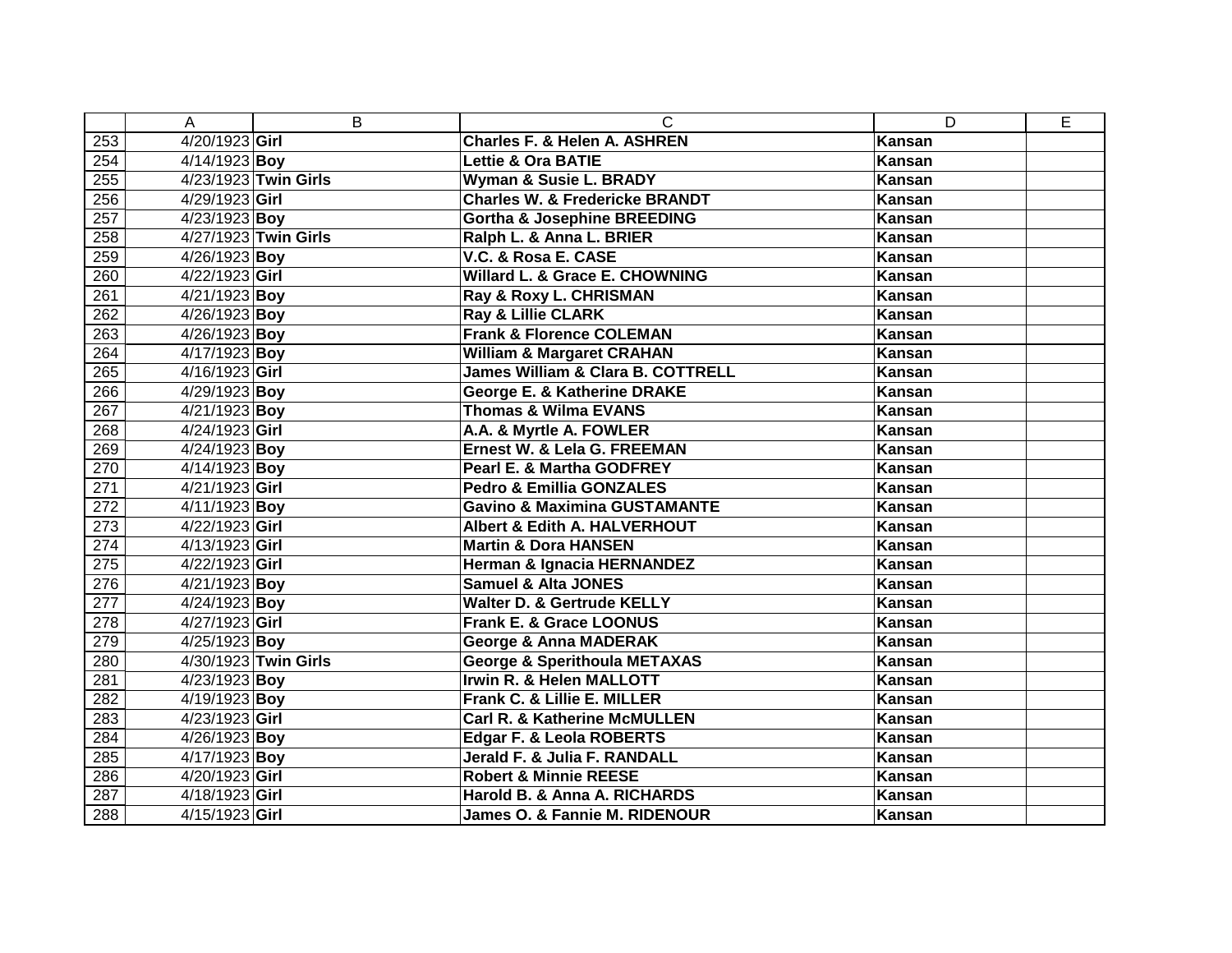|  | A | B | C | D | E |
|---|---|---|---|---|---|
| 253 | 4/20/1923 | **Girl** | **Charles F. & Helen A. ASHREN** | **Kansan** |  |
| 254 | 4/14/1923 | **Boy** | **Lettie & Ora BATIE** | **Kansan** |  |
| 255 | 4/23/1923 | **Twin Girls** | **Wyman & Susie L. BRADY** | **Kansan** |  |
| 256 | 4/29/1923 | **Girl** | **Charles W. & Fredericke BRANDT** | **Kansan** |  |
| 257 | 4/23/1923 | **Boy** | **Gortha & Josephine BREEDING** | **Kansan** |  |
| 258 | 4/27/1923 | **Twin Girls** | **Ralph L. & Anna L. BRIER** | **Kansan** |  |
| 259 | 4/26/1923 | **Boy** | **V.C. & Rosa E. CASE** | **Kansan** |  |
| 260 | 4/22/1923 | **Girl** | **Willard L. & Grace E. CHOWNING** | **Kansan** |  |
| 261 | 4/21/1923 | **Boy** | **Ray & Roxy L. CHRISMAN** | **Kansan** |  |
| 262 | 4/26/1923 | **Boy** | **Ray & Lillie CLARK** | **Kansan** |  |
| 263 | 4/26/1923 | **Boy** | **Frank & Florence COLEMAN** | **Kansan** |  |
| 264 | 4/17/1923 | **Boy** | **William & Margaret CRAHAN** | **Kansan** |  |
| 265 | 4/16/1923 | **Girl** | **James William & Clara B. COTTRELL** | **Kansan** |  |
| 266 | 4/29/1923 | **Boy** | **George E. & Katherine DRAKE** | **Kansan** |  |
| 267 | 4/21/1923 | **Boy** | **Thomas & Wilma EVANS** | **Kansan** |  |
| 268 | 4/24/1923 | **Girl** | **A.A. & Myrtle A. FOWLER** | **Kansan** |  |
| 269 | 4/24/1923 | **Boy** | **Ernest W. & Lela G. FREEMAN** | **Kansan** |  |
| 270 | 4/14/1923 | **Boy** | **Pearl E. & Martha GODFREY** | **Kansan** |  |
| 271 | 4/21/1923 | **Girl** | **Pedro & Emillia GONZALES** | **Kansan** |  |
| 272 | 4/11/1923 | **Boy** | **Gavino & Maximina GUSTAMANTE** | **Kansan** |  |
| 273 | 4/22/1923 | **Girl** | **Albert & Edith A. HALVERHOUT** | **Kansan** |  |
| 274 | 4/13/1923 | **Girl** | **Martin & Dora HANSEN** | **Kansan** |  |
| 275 | 4/22/1923 | **Girl** | **Herman & Ignacia HERNANDEZ** | **Kansan** |  |
| 276 | 4/21/1923 | **Boy** | **Samuel & Alta JONES** | **Kansan** |  |
| 277 | 4/24/1923 | **Boy** | **Walter D. & Gertrude KELLY** | **Kansan** |  |
| 278 | 4/27/1923 | **Girl** | **Frank E. & Grace LOONUS** | **Kansan** |  |
| 279 | 4/25/1923 | **Boy** | **George & Anna MADERAK** | **Kansan** |  |
| 280 | 4/30/1923 | **Twin Girls** | **George & Sperithoula METAXAS** | **Kansan** |  |
| 281 | 4/23/1923 | **Boy** | **Irwin R. & Helen MALLOTT** | **Kansan** |  |
| 282 | 4/19/1923 | **Boy** | **Frank C. & Lillie E. MILLER** | **Kansan** |  |
| 283 | 4/23/1923 | **Girl** | **Carl R. & Katherine McMULLEN** | **Kansan** |  |
| 284 | 4/26/1923 | **Boy** | **Edgar F. & Leola ROBERTS** | **Kansan** |  |
| 285 | 4/17/1923 | **Boy** | **Jerald F. & Julia F. RANDALL** | **Kansan** |  |
| 286 | 4/20/1923 | **Girl** | **Robert & Minnie REESE** | **Kansan** |  |
| 287 | 4/18/1923 | **Girl** | **Harold B. & Anna A. RICHARDS** | **Kansan** |  |
| 288 | 4/15/1923 | **Girl** | **James O. & Fannie M. RIDENOUR** | **Kansan** |  |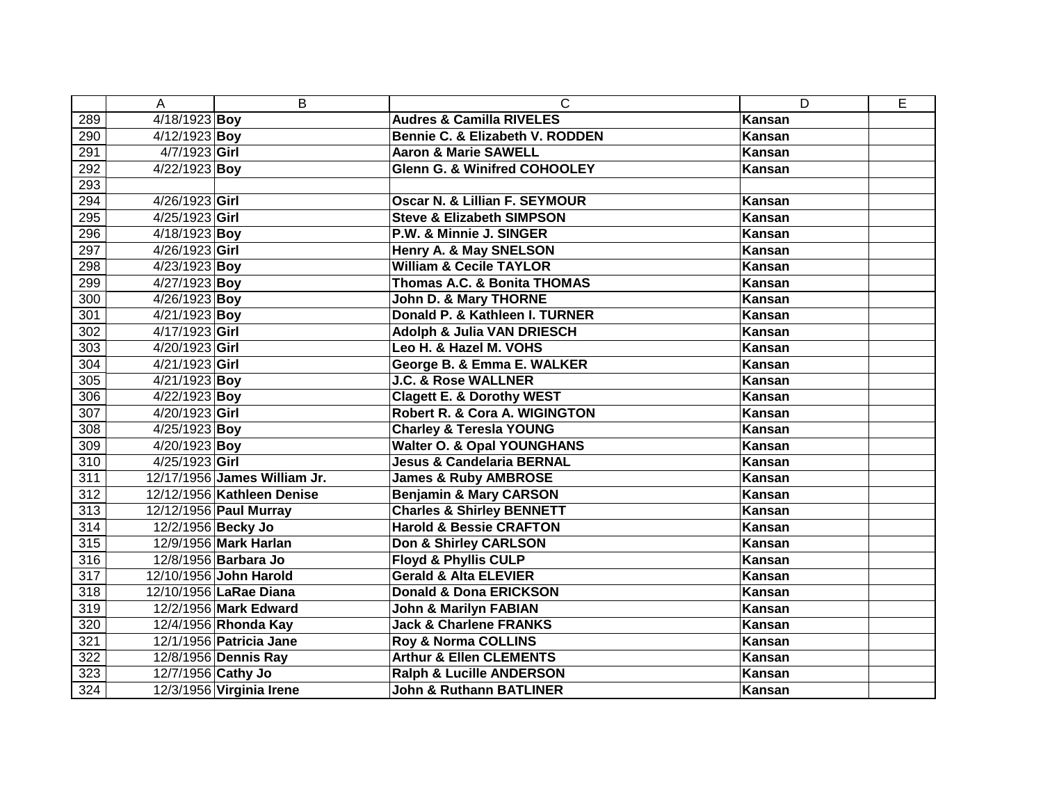| | A | B | C | D | E |
|---|---|---|---|---|---|
| 289 | 4/18/1923 | **Boy** | **Audres & Camilla RIVELES** | **Kansan** | |
| 290 | 4/12/1923 | **Boy** | **Bennie C. & Elizabeth V. RODDEN** | **Kansan** | |
| 291 | 4/7/1923 | **Girl** | **Aaron & Marie SAWELL** | **Kansan** | |
| 292 | 4/22/1923 | **Boy** | **Glenn G. & Winifred COHOOLEY** | **Kansan** | |
| 293 | | | | | |
| 294 | 4/26/1923 | **Girl** | **Oscar N. & Lillian F. SEYMOUR** | **Kansan** | |
| 295 | 4/25/1923 | **Girl** | **Steve & Elizabeth SIMPSON** | **Kansan** | |
| 296 | 4/18/1923 | **Boy** | **P.W. & Minnie J. SINGER** | **Kansan** | |
| 297 | 4/26/1923 | **Girl** | **Henry A. & May SNELSON** | **Kansan** | |
| 298 | 4/23/1923 | **Boy** | **William & Cecile TAYLOR** | **Kansan** | |
| 299 | 4/27/1923 | **Boy** | **Thomas A.C. & Bonita THOMAS** | **Kansan** | |
| 300 | 4/26/1923 | **Boy** | **John D. & Mary THORNE** | **Kansan** | |
| 301 | 4/21/1923 | **Boy** | **Donald P. & Kathleen I. TURNER** | **Kansan** | |
| 302 | 4/17/1923 | **Girl** | **Adolph & Julia VAN DRIESCH** | **Kansan** | |
| 303 | 4/20/1923 | **Girl** | **Leo H. & Hazel M. VOHS** | **Kansan** | |
| 304 | 4/21/1923 | **Girl** | **George B. & Emma E. WALKER** | **Kansan** | |
| 305 | 4/21/1923 | **Boy** | **J.C. & Rose WALLNER** | **Kansan** | |
| 306 | 4/22/1923 | **Boy** | **Clagett E. & Dorothy WEST** | **Kansan** | |
| 307 | 4/20/1923 | **Girl** | **Robert R. & Cora A. WIGINGTON** | **Kansan** | |
| 308 | 4/25/1923 | **Boy** | **Charley & Teresla YOUNG** | **Kansan** | |
| 309 | 4/20/1923 | **Boy** | **Walter O. & Opal YOUNGHANS** | **Kansan** | |
| 310 | 4/25/1923 | **Girl** | **Jesus & Candelaria BERNAL** | **Kansan** | |
| 311 | 12/17/1956 | **James William Jr.** | **James & Ruby AMBROSE** | **Kansan** | |
| 312 | 12/12/1956 | **Kathleen Denise** | **Benjamin & Mary CARSON** | **Kansan** | |
| 313 | 12/12/1956 | **Paul Murray** | **Charles & Shirley BENNETT** | **Kansan** | |
| 314 | 12/2/1956 | **Becky Jo** | **Harold & Bessie CRAFTON** | **Kansan** | |
| 315 | 12/9/1956 | **Mark Harlan** | **Don & Shirley CARLSON** | **Kansan** | |
| 316 | 12/8/1956 | **Barbara Jo** | **Floyd & Phyllis CULP** | **Kansan** | |
| 317 | 12/10/1956 | **John Harold** | **Gerald & Alta ELEVIER** | **Kansan** | |
| 318 | 12/10/1956 | **LaRae Diana** | **Donald & Dona ERICKSON** | **Kansan** | |
| 319 | 12/2/1956 | **Mark Edward** | **John & Marilyn FABIAN** | **Kansan** | |
| 320 | 12/4/1956 | **Rhonda Kay** | **Jack & Charlene FRANKS** | **Kansan** | |
| 321 | 12/1/1956 | **Patricia Jane** | **Roy & Norma COLLINS** | **Kansan** | |
| 322 | 12/8/1956 | **Dennis Ray** | **Arthur & Ellen CLEMENTS** | **Kansan** | |
| 323 | 12/7/1956 | **Cathy Jo** | **Ralph & Lucille ANDERSON** | **Kansan** | |
| 324 | 12/3/1956 | **Virginia Irene** | **John & Ruthann BATLINER** | **Kansan** | |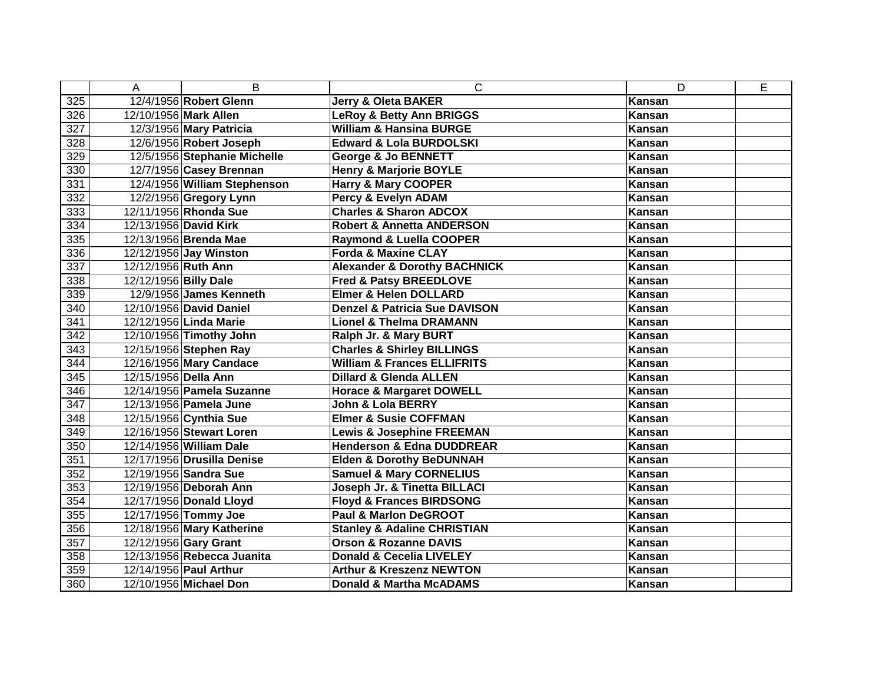| | A | B | C | D | E |
|---|---|---|---|---|---|
| 325 | 12/4/1956 | **Robert Glenn** | **Jerry & Oleta BAKER** | **Kansan** | |
| 326 | 12/10/1956 | **Mark Allen** | **LeRoy & Betty Ann BRIGGS** | **Kansan** | |
| 327 | 12/3/1956 | **Mary Patricia** | **William & Hansina BURGE** | **Kansan** | |
| 328 | 12/6/1956 | **Robert Joseph** | **Edward & Lola BURDOLSKI** | **Kansan** | |
| 329 | 12/5/1956 | **Stephanie Michelle** | **George & Jo BENNETT** | **Kansan** | |
| 330 | 12/7/1956 | **Casey Brennan** | **Henry & Marjorie BOYLE** | **Kansan** | |
| 331 | 12/4/1956 | **William Stephenson** | **Harry & Mary COOPER** | **Kansan** | |
| 332 | 12/2/1956 | **Gregory Lynn** | **Percy & Evelyn ADAM** | **Kansan** | |
| 333 | 12/11/1956 | **Rhonda Sue** | **Charles & Sharon ADCOX** | **Kansan** | |
| 334 | 12/13/1956 | **David Kirk** | **Robert & Annetta ANDERSON** | **Kansan** | |
| 335 | 12/13/1956 | **Brenda Mae** | **Raymond & Luella COOPER** | **Kansan** | |
| 336 | 12/12/1956 | **Jay Winston** | **Forda & Maxine CLAY** | **Kansan** | |
| 337 | 12/12/1956 | **Ruth Ann** | **Alexander & Dorothy BACHNICK** | **Kansan** | |
| 338 | 12/12/1956 | **Billy Dale** | **Fred & Patsy BREEDLOVE** | **Kansan** | |
| 339 | 12/9/1956 | **James Kenneth** | **Elmer & Helen DOLLARD** | **Kansan** | |
| 340 | 12/10/1956 | **David Daniel** | **Denzel & Patricia Sue DAVISON** | **Kansan** | |
| 341 | 12/12/1956 | **Linda Marie** | **Lionel & Thelma DRAMANN** | **Kansan** | |
| 342 | 12/10/1956 | **Timothy John** | **Ralph Jr. & Mary BURT** | **Kansan** | |
| 343 | 12/15/1956 | **Stephen Ray** | **Charles & Shirley BILLINGS** | **Kansan** | |
| 344 | 12/16/1956 | **Mary Candace** | **William & Frances ELLIFRITS** | **Kansan** | |
| 345 | 12/15/1956 | **Della Ann** | **Dillard & Glenda ALLEN** | **Kansan** | |
| 346 | 12/14/1956 | **Pamela Suzanne** | **Horace & Margaret DOWELL** | **Kansan** | |
| 347 | 12/13/1956 | **Pamela June** | **John & Lola BERRY** | **Kansan** | |
| 348 | 12/15/1956 | **Cynthia Sue** | **Elmer & Susie COFFMAN** | **Kansan** | |
| 349 | 12/16/1956 | **Stewart Loren** | **Lewis & Josephine FREEMAN** | **Kansan** | |
| 350 | 12/14/1956 | **William Dale** | **Henderson & Edna DUDDREAR** | **Kansan** | |
| 351 | 12/17/1956 | **Drusilla Denise** | **Elden & Dorothy BeDUNNAH** | **Kansan** | |
| 352 | 12/19/1956 | **Sandra Sue** | **Samuel & Mary CORNELIUS** | **Kansan** | |
| 353 | 12/19/1956 | **Deborah Ann** | **Joseph Jr. & Tinetta BILLACI** | **Kansan** | |
| 354 | 12/17/1956 | **Donald Lloyd** | **Floyd & Frances BIRDSONG** | **Kansan** | |
| 355 | 12/17/1956 | **Tommy Joe** | **Paul & Marlon DeGROOT** | **Kansan** | |
| 356 | 12/18/1956 | **Mary Katherine** | **Stanley & Adaline CHRISTIAN** | **Kansan** | |
| 357 | 12/12/1956 | **Gary Grant** | **Orson & Rozanne DAVIS** | **Kansan** | |
| 358 | 12/13/1956 | **Rebecca Juanita** | **Donald & Cecelia LIVELEY** | **Kansan** | |
| 359 | 12/14/1956 | **Paul Arthur** | **Arthur & Kreszenz NEWTON** | **Kansan** | |
| 360 | 12/10/1956 | **Michael Don** | **Donald & Martha McADAMS** | **Kansan** | |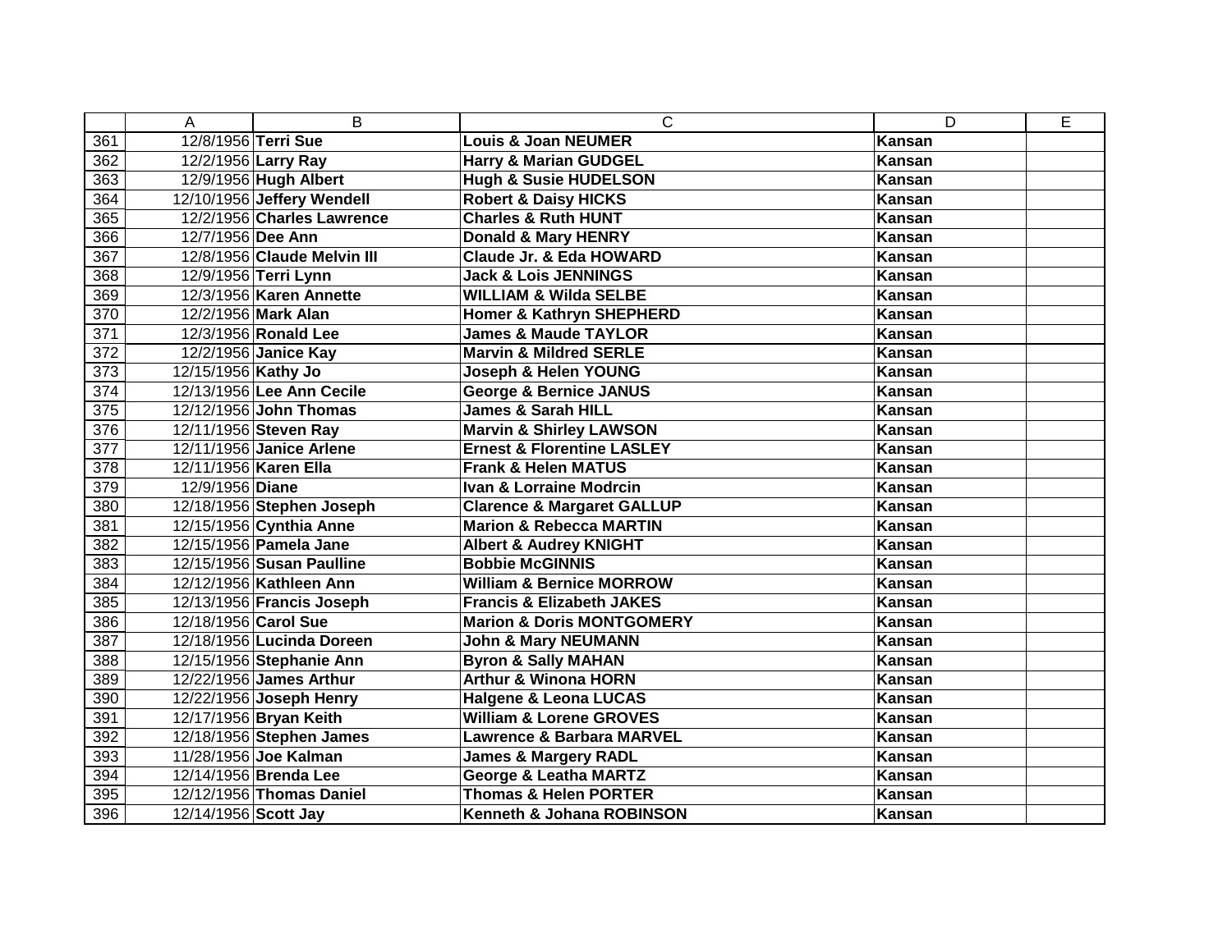| | A | B | C | D | E |
|---|---|---|---|---|---|
| 361 | 12/8/1956 | **Terri Sue** | **Louis & Joan NEUMER** | **Kansan** | |
| 362 | 12/2/1956 | **Larry Ray** | **Harry & Marian GUDGEL** | **Kansan** | |
| 363 | 12/9/1956 | **Hugh Albert** | **Hugh & Susie HUDELSON** | **Kansan** | |
| 364 | 12/10/1956 | **Jeffery Wendell** | **Robert & Daisy HICKS** | **Kansan** | |
| 365 | 12/2/1956 | **Charles Lawrence** | **Charles & Ruth HUNT** | **Kansan** | |
| 366 | 12/7/1956 | **Dee Ann** | **Donald & Mary HENRY** | **Kansan** | |
| 367 | 12/8/1956 | **Claude Melvin III** | **Claude Jr. & Eda HOWARD** | **Kansan** | |
| 368 | 12/9/1956 | **Terri Lynn** | **Jack & Lois JENNINGS** | **Kansan** | |
| 369 | 12/3/1956 | **Karen Annette** | **WILLIAM & Wilda SELBE** | **Kansan** | |
| 370 | 12/2/1956 | **Mark Alan** | **Homer & Kathryn SHEPHERD** | **Kansan** | |
| 371 | 12/3/1956 | **Ronald Lee** | **James & Maude TAYLOR** | **Kansan** | |
| 372 | 12/2/1956 | **Janice Kay** | **Marvin & Mildred SERLE** | **Kansan** | |
| 373 | 12/15/1956 | **Kathy Jo** | **Joseph & Helen YOUNG** | **Kansan** | |
| 374 | 12/13/1956 | **Lee Ann Cecile** | **George & Bernice JANUS** | **Kansan** | |
| 375 | 12/12/1956 | **John Thomas** | **James & Sarah HILL** | **Kansan** | |
| 376 | 12/11/1956 | **Steven Ray** | **Marvin & Shirley LAWSON** | **Kansan** | |
| 377 | 12/11/1956 | **Janice Arlene** | **Ernest & Florentine LASLEY** | **Kansan** | |
| 378 | 12/11/1956 | **Karen Ella** | **Frank & Helen MATUS** | **Kansan** | |
| 379 | 12/9/1956 | **Diane** | **Ivan & Lorraine Modrcin** | **Kansan** | |
| 380 | 12/18/1956 | **Stephen Joseph** | **Clarence & Margaret GALLUP** | **Kansan** | |
| 381 | 12/15/1956 | **Cynthia Anne** | **Marion & Rebecca MARTIN** | **Kansan** | |
| 382 | 12/15/1956 | **Pamela Jane** | **Albert & Audrey KNIGHT** | **Kansan** | |
| 383 | 12/15/1956 | **Susan Paulline** | **Bobbie McGINNIS** | **Kansan** | |
| 384 | 12/12/1956 | **Kathleen Ann** | **William & Bernice MORROW** | **Kansan** | |
| 385 | 12/13/1956 | **Francis Joseph** | **Francis & Elizabeth JAKES** | **Kansan** | |
| 386 | 12/18/1956 | **Carol Sue** | **Marion & Doris MONTGOMERY** | **Kansan** | |
| 387 | 12/18/1956 | **Lucinda Doreen** | **John & Mary NEUMANN** | **Kansan** | |
| 388 | 12/15/1956 | **Stephanie Ann** | **Byron & Sally MAHAN** | **Kansan** | |
| 389 | 12/22/1956 | **James Arthur** | **Arthur & Winona HORN** | **Kansan** | |
| 390 | 12/22/1956 | **Joseph Henry** | **Halgene & Leona LUCAS** | **Kansan** | |
| 391 | 12/17/1956 | **Bryan Keith** | **William & Lorene GROVES** | **Kansan** | |
| 392 | 12/18/1956 | **Stephen James** | **Lawrence & Barbara MARVEL** | **Kansan** | |
| 393 | 11/28/1956 | **Joe Kalman** | **James & Margery RADL** | **Kansan** | |
| 394 | 12/14/1956 | **Brenda Lee** | **George & Leatha MARTZ** | **Kansan** | |
| 395 | 12/12/1956 | **Thomas Daniel** | **Thomas & Helen PORTER** | **Kansan** | |
| 396 | 12/14/1956 | **Scott Jay** | **Kenneth & Johana ROBINSON** | **Kansan** | |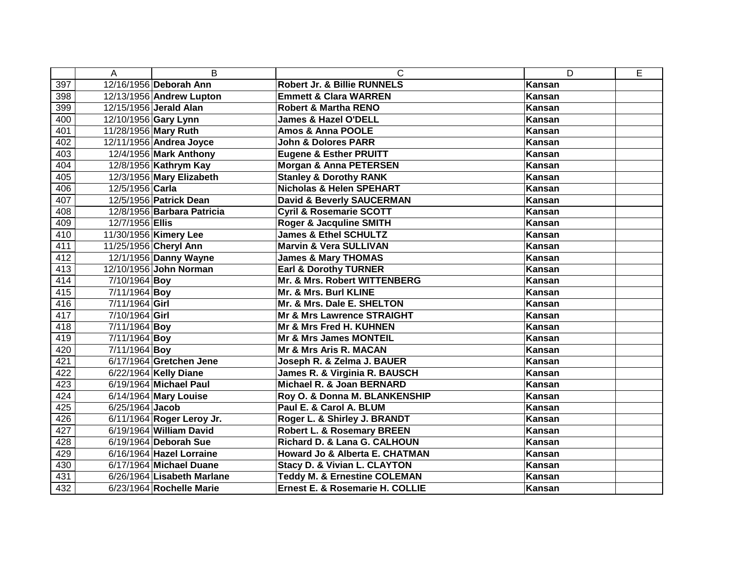| | A | B | C | D | E |
|---|---|---|---|---|---|
| 397 | 12/16/1956 | **Deborah Ann** | **Robert Jr. & Billie RUNNELS** | **Kansan** | |
| 398 | 12/13/1956 | **Andrew Lupton** | **Emmett & Clara WARREN** | **Kansan** | |
| 399 | 12/15/1956 | **Jerald Alan** | **Robert & Martha RENO** | **Kansan** | |
| 400 | 12/10/1956 | **Gary Lynn** | **James & Hazel O'DELL** | **Kansan** | |
| 401 | 11/28/1956 | **Mary Ruth** | **Amos & Anna POOLE** | **Kansan** | |
| 402 | 12/11/1956 | **Andrea Joyce** | **John & Dolores PARR** | **Kansan** | |
| 403 | 12/4/1956 | **Mark Anthony** | **Eugene & Esther PRUITT** | **Kansan** | |
| 404 | 12/8/1956 | **Kathrym Kay** | **Morgan & Anna PETERSEN** | **Kansan** | |
| 405 | 12/3/1956 | **Mary Elizabeth** | **Stanley & Dorothy RANK** | **Kansan** | |
| 406 | 12/5/1956 | **Carla** | **Nicholas & Helen SPEHART** | **Kansan** | |
| 407 | 12/5/1956 | **Patrick Dean** | **David & Beverly SAUCERMAN** | **Kansan** | |
| 408 | 12/8/1956 | **Barbara Patricia** | **Cyril & Rosemarie SCOTT** | **Kansan** | |
| 409 | 12/7/1956 | **Ellis** | **Roger & Jacquline SMITH** | **Kansan** | |
| 410 | 11/30/1956 | **Kimery Lee** | **James & Ethel SCHULTZ** | **Kansan** | |
| 411 | 11/25/1956 | **Cheryl Ann** | **Marvin & Vera SULLIVAN** | **Kansan** | |
| 412 | 12/1/1956 | **Danny Wayne** | **James & Mary THOMAS** | **Kansan** | |
| 413 | 12/10/1956 | **John Norman** | **Earl & Dorothy TURNER** | **Kansan** | |
| 414 | 7/10/1964 | **Boy** | **Mr. & Mrs. Robert WITTENBERG** | **Kansan** | |
| 415 | 7/11/1964 | **Boy** | **Mr. & Mrs. Burl KLINE** | **Kansan** | |
| 416 | 7/11/1964 | **Girl** | **Mr. & Mrs. Dale E. SHELTON** | **Kansan** | |
| 417 | 7/10/1964 | **Girl** | **Mr & Mrs Lawrence STRAIGHT** | **Kansan** | |
| 418 | 7/11/1964 | **Boy** | **Mr & Mrs Fred H. KUHNEN** | **Kansan** | |
| 419 | 7/11/1964 | **Boy** | **Mr & Mrs James MONTEIL** | **Kansan** | |
| 420 | 7/11/1964 | **Boy** | **Mr & Mrs Aris R. MACAN** | **Kansan** | |
| 421 | 6/17/1964 | **Gretchen Jene** | **Joseph R. & Zelma J. BAUER** | **Kansan** | |
| 422 | 6/22/1964 | **Kelly Diane** | **James R. & Virginia R. BAUSCH** | **Kansan** | |
| 423 | 6/19/1964 | **Michael Paul** | **Michael R. & Joan BERNARD** | **Kansan** | |
| 424 | 6/14/1964 | **Mary Louise** | **Roy O. & Donna M. BLANKENSHIP** | **Kansan** | |
| 425 | 6/25/1964 | **Jacob** | **Paul E. & Carol A. BLUM** | **Kansan** | |
| 426 | 6/11/1964 | **Roger Leroy Jr.** | **Roger L. & Shirley J. BRANDT** | **Kansan** | |
| 427 | 6/19/1964 | **William David** | **Robert L. & Rosemary BREEN** | **Kansan** | |
| 428 | 6/19/1964 | **Deborah Sue** | **Richard D. & Lana G. CALHOUN** | **Kansan** | |
| 429 | 6/16/1964 | **Hazel Lorraine** | **Howard Jo & Alberta E. CHATMAN** | **Kansan** | |
| 430 | 6/17/1964 | **Michael Duane** | **Stacy D. & Vivian L. CLAYTON** | **Kansan** | |
| 431 | 6/26/1964 | **Lisabeth Marlane** | **Teddy M. & Ernestine COLEMAN** | **Kansan** | |
| 432 | 6/23/1964 | **Rochelle Marie** | **Ernest E. & Rosemarie H. COLLIE** | **Kansan** | |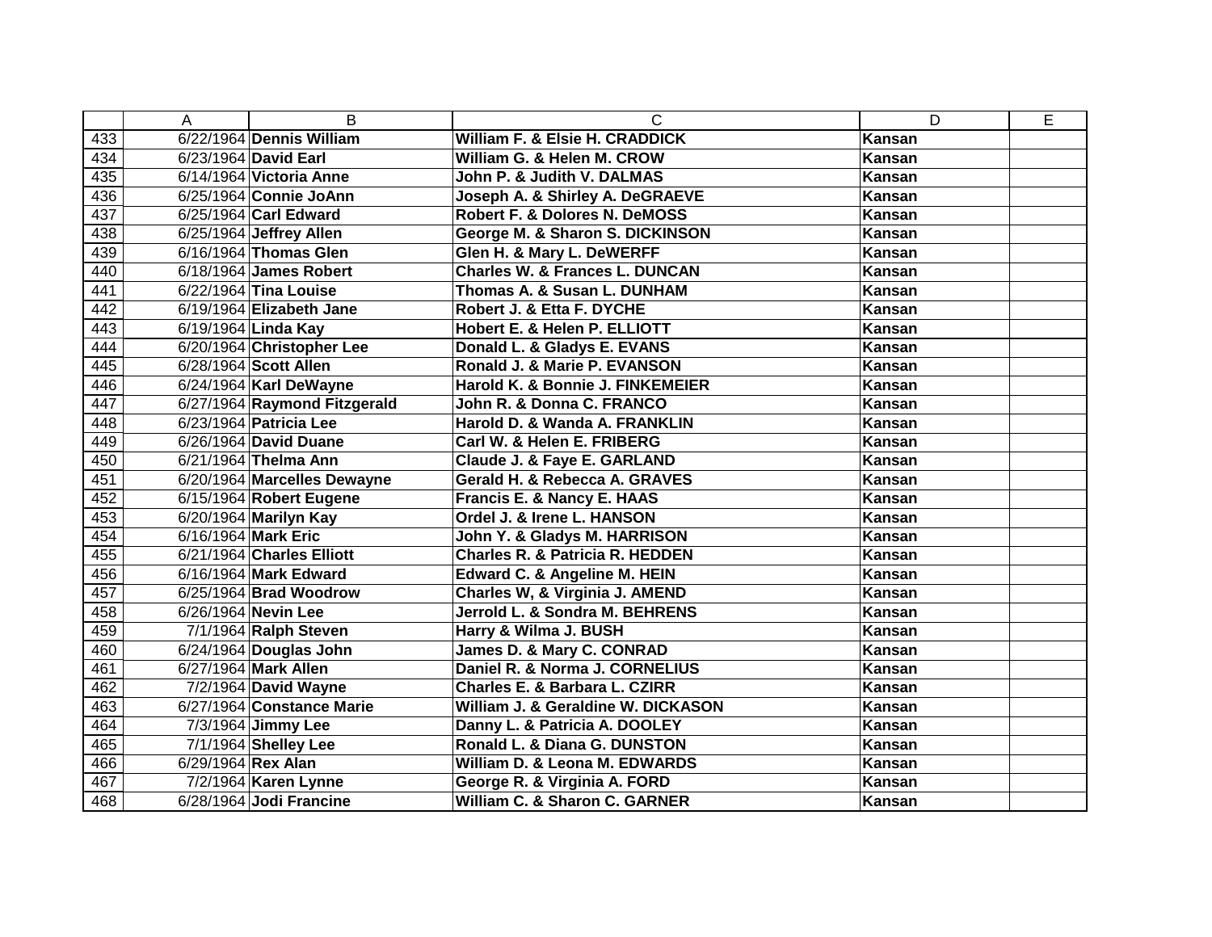| | A | B | C | D | E |
|---|---|---|---|---|---|
| 433 | 6/22/1964 | **Dennis William** | **William F. & Elsie H. CRADDICK** | **Kansan** | |
| 434 | 6/23/1964 | **David Earl** | **William G. & Helen M. CROW** | **Kansan** | |
| 435 | 6/14/1964 | **Victoria Anne** | **John P. & Judith V. DALMAS** | **Kansan** | |
| 436 | 6/25/1964 | **Connie JoAnn** | **Joseph A. & Shirley A. DeGRAEVE** | **Kansan** | |
| 437 | 6/25/1964 | **Carl Edward** | **Robert F. & Dolores N. DeMOSS** | **Kansan** | |
| 438 | 6/25/1964 | **Jeffrey Allen** | **George M. & Sharon S. DICKINSON** | **Kansan** | |
| 439 | 6/16/1964 | **Thomas Glen** | **Glen H. & Mary L. DeWERFF** | **Kansan** | |
| 440 | 6/18/1964 | **James Robert** | **Charles W. & Frances L. DUNCAN** | **Kansan** | |
| 441 | 6/22/1964 | **Tina Louise** | **Thomas A. & Susan L. DUNHAM** | **Kansan** | |
| 442 | 6/19/1964 | **Elizabeth Jane** | **Robert J. & Etta F. DYCHE** | **Kansan** | |
| 443 | 6/19/1964 | **Linda Kay** | **Hobert E. & Helen P. ELLIOTT** | **Kansan** | |
| 444 | 6/20/1964 | **Christopher Lee** | **Donald L. & Gladys E. EVANS** | **Kansan** | |
| 445 | 6/28/1964 | **Scott Allen** | **Ronald J. & Marie P. EVANSON** | **Kansan** | |
| 446 | 6/24/1964 | **Karl DeWayne** | **Harold K. & Bonnie J. FINKEMEIER** | **Kansan** | |
| 447 | 6/27/1964 | **Raymond Fitzgerald** | **John R. & Donna C. FRANCO** | **Kansan** | |
| 448 | 6/23/1964 | **Patricia Lee** | **Harold D. & Wanda A. FRANKLIN** | **Kansan** | |
| 449 | 6/26/1964 | **David Duane** | **Carl W. & Helen E. FRIBERG** | **Kansan** | |
| 450 | 6/21/1964 | **Thelma Ann** | **Claude J. & Faye E. GARLAND** | **Kansan** | |
| 451 | 6/20/1964 | **Marcelles Dewayne** | **Gerald H. & Rebecca A. GRAVES** | **Kansan** | |
| 452 | 6/15/1964 | **Robert Eugene** | **Francis E. & Nancy E. HAAS** | **Kansan** | |
| 453 | 6/20/1964 | **Marilyn Kay** | **Ordel J. & Irene L. HANSON** | **Kansan** | |
| 454 | 6/16/1964 | **Mark Eric** | **John Y. & Gladys M. HARRISON** | **Kansan** | |
| 455 | 6/21/1964 | **Charles Elliott** | **Charles R. & Patricia R. HEDDEN** | **Kansan** | |
| 456 | 6/16/1964 | **Mark Edward** | **Edward C. & Angeline M. HEIN** | **Kansan** | |
| 457 | 6/25/1964 | **Brad Woodrow** | **Charles W, & Virginia J. AMEND** | **Kansan** | |
| 458 | 6/26/1964 | **Nevin Lee** | **Jerrold L. & Sondra M. BEHRENS** | **Kansan** | |
| 459 | 7/1/1964 | **Ralph Steven** | **Harry & Wilma J. BUSH** | **Kansan** | |
| 460 | 6/24/1964 | **Douglas John** | **James D. & Mary C. CONRAD** | **Kansan** | |
| 461 | 6/27/1964 | **Mark Allen** | **Daniel R. & Norma J. CORNELIUS** | **Kansan** | |
| 462 | 7/2/1964 | **David Wayne** | **Charles E. & Barbara L. CZIRR** | **Kansan** | |
| 463 | 6/27/1964 | **Constance Marie** | **William J. & Geraldine W. DICKASON** | **Kansan** | |
| 464 | 7/3/1964 | **Jimmy Lee** | **Danny L. & Patricia A. DOOLEY** | **Kansan** | |
| 465 | 7/1/1964 | **Shelley Lee** | **Ronald L. & Diana G. DUNSTON** | **Kansan** | |
| 466 | 6/29/1964 | **Rex Alan** | **William D. & Leona M. EDWARDS** | **Kansan** | |
| 467 | 7/2/1964 | **Karen Lynne** | **George R. & Virginia A. FORD** | **Kansan** | |
| 468 | 6/28/1964 | **Jodi Francine** | **William C. & Sharon C. GARNER** | **Kansan** | |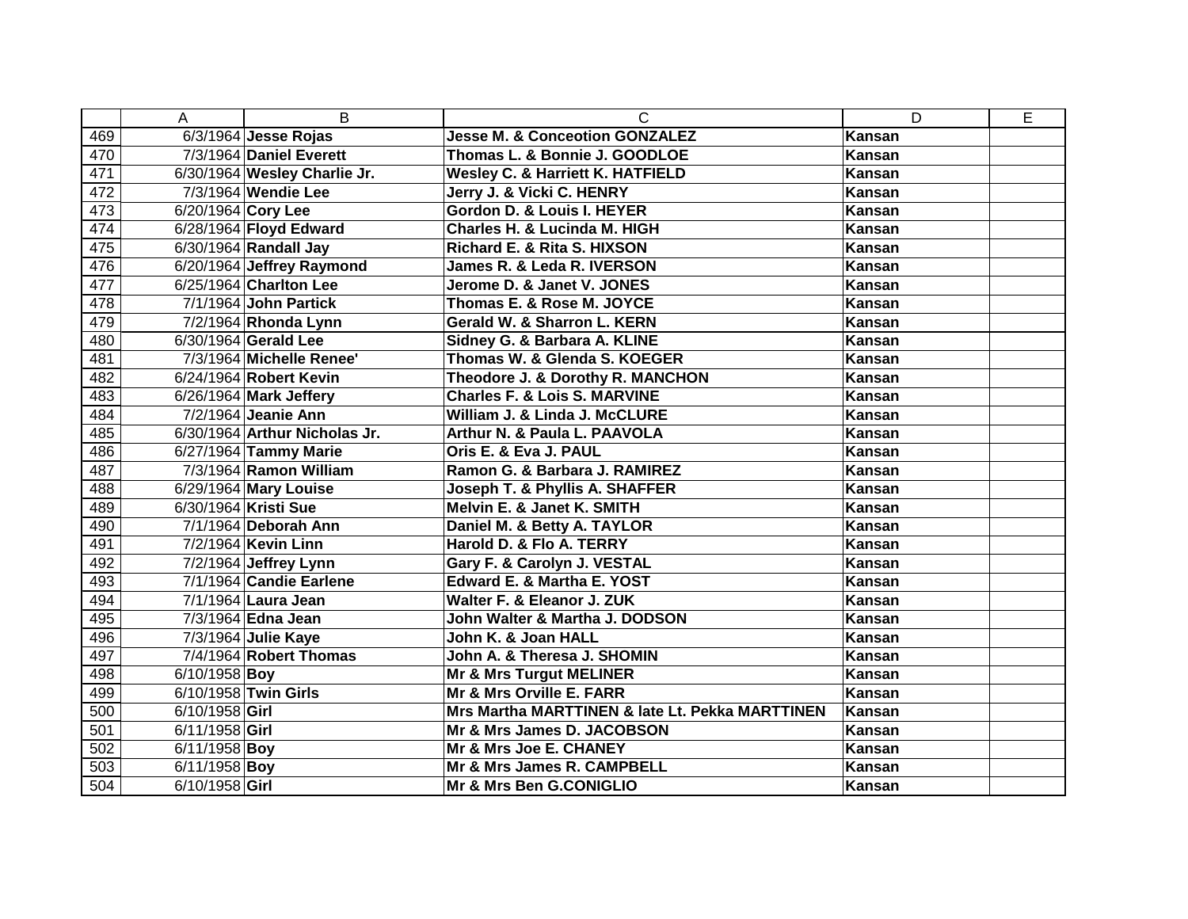| | A | B | C | D | E |
|---|---|---|---|---|---|
| 469 | 6/3/1964 | **Jesse Rojas** | **Jesse M. & Conceotion GONZALEZ** | **Kansan** | |
| 470 | 7/3/1964 | **Daniel Everett** | **Thomas L. & Bonnie J. GOODLOE** | **Kansan** | |
| 471 | 6/30/1964 | **Wesley Charlie Jr.** | **Wesley C. & Harriett K. HATFIELD** | **Kansan** | |
| 472 | 7/3/1964 | **Wendie Lee** | **Jerry J. & Vicki C. HENRY** | **Kansan** | |
| 473 | 6/20/1964 | **Cory Lee** | **Gordon D. & Louis I. HEYER** | **Kansan** | |
| 474 | 6/28/1964 | **Floyd Edward** | **Charles H. & Lucinda M. HIGH** | **Kansan** | |
| 475 | 6/30/1964 | **Randall Jay** | **Richard E. & Rita S. HIXSON** | **Kansan** | |
| 476 | 6/20/1964 | **Jeffrey Raymond** | **James R. & Leda R. IVERSON** | **Kansan** | |
| 477 | 6/25/1964 | **Charlton Lee** | **Jerome D. & Janet V. JONES** | **Kansan** | |
| 478 | 7/1/1964 | **John Partick** | **Thomas E. & Rose M. JOYCE** | **Kansan** | |
| 479 | 7/2/1964 | **Rhonda Lynn** | **Gerald W. & Sharron L. KERN** | **Kansan** | |
| 480 | 6/30/1964 | **Gerald Lee** | **Sidney G. & Barbara A. KLINE** | **Kansan** | |
| 481 | 7/3/1964 | **Michelle Renee'** | **Thomas W. & Glenda S. KOEGER** | **Kansan** | |
| 482 | 6/24/1964 | **Robert Kevin** | **Theodore J. & Dorothy R. MANCHON** | **Kansan** | |
| 483 | 6/26/1964 | **Mark Jeffery** | **Charles F. & Lois S. MARVINE** | **Kansan** | |
| 484 | 7/2/1964 | **Jeanie Ann** | **William J. & Linda J. McCLURE** | **Kansan** | |
| 485 | 6/30/1964 | **Arthur Nicholas Jr.** | **Arthur N. & Paula L. PAAVOLA** | **Kansan** | |
| 486 | 6/27/1964 | **Tammy Marie** | **Oris E. & Eva J. PAUL** | **Kansan** | |
| 487 | 7/3/1964 | **Ramon William** | **Ramon G. & Barbara J. RAMIREZ** | **Kansan** | |
| 488 | 6/29/1964 | **Mary Louise** | **Joseph T. & Phyllis A. SHAFFER** | **Kansan** | |
| 489 | 6/30/1964 | **Kristi Sue** | **Melvin E. & Janet K. SMITH** | **Kansan** | |
| 490 | 7/1/1964 | **Deborah Ann** | **Daniel M. & Betty A. TAYLOR** | **Kansan** | |
| 491 | 7/2/1964 | **Kevin Linn** | **Harold D. & Flo A. TERRY** | **Kansan** | |
| 492 | 7/2/1964 | **Jeffrey Lynn** | **Gary F. & Carolyn J. VESTAL** | **Kansan** | |
| 493 | 7/1/1964 | **Candie Earlene** | **Edward E. & Martha E. YOST** | **Kansan** | |
| 494 | 7/1/1964 | **Laura Jean** | **Walter F. & Eleanor J. ZUK** | **Kansan** | |
| 495 | 7/3/1964 | **Edna Jean** | **John Walter & Martha J. DODSON** | **Kansan** | |
| 496 | 7/3/1964 | **Julie Kaye** | **John K. & Joan HALL** | **Kansan** | |
| 497 | 7/4/1964 | **Robert Thomas** | **John A. & Theresa J. SHOMIN** | **Kansan** | |
| 498 | 6/10/1958 | **Boy** | **Mr & Mrs Turgut MELINER** | **Kansan** | |
| 499 | 6/10/1958 | **Twin Girls** | **Mr & Mrs Orville E. FARR** | **Kansan** | |
| 500 | 6/10/1958 | **Girl** | **Mrs Martha MARTTINEN & late Lt. Pekka MARTTINEN** | **Kansan** | |
| 501 | 6/11/1958 | **Girl** | **Mr & Mrs James D. JACOBSON** | **Kansan** | |
| 502 | 6/11/1958 | **Boy** | **Mr & Mrs Joe E. CHANEY** | **Kansan** | |
| 503 | 6/11/1958 | **Boy** | **Mr & Mrs James R. CAMPBELL** | **Kansan** | |
| 504 | 6/10/1958 | **Girl** | **Mr & Mrs Ben G.CONIGLIO** | **Kansan** | |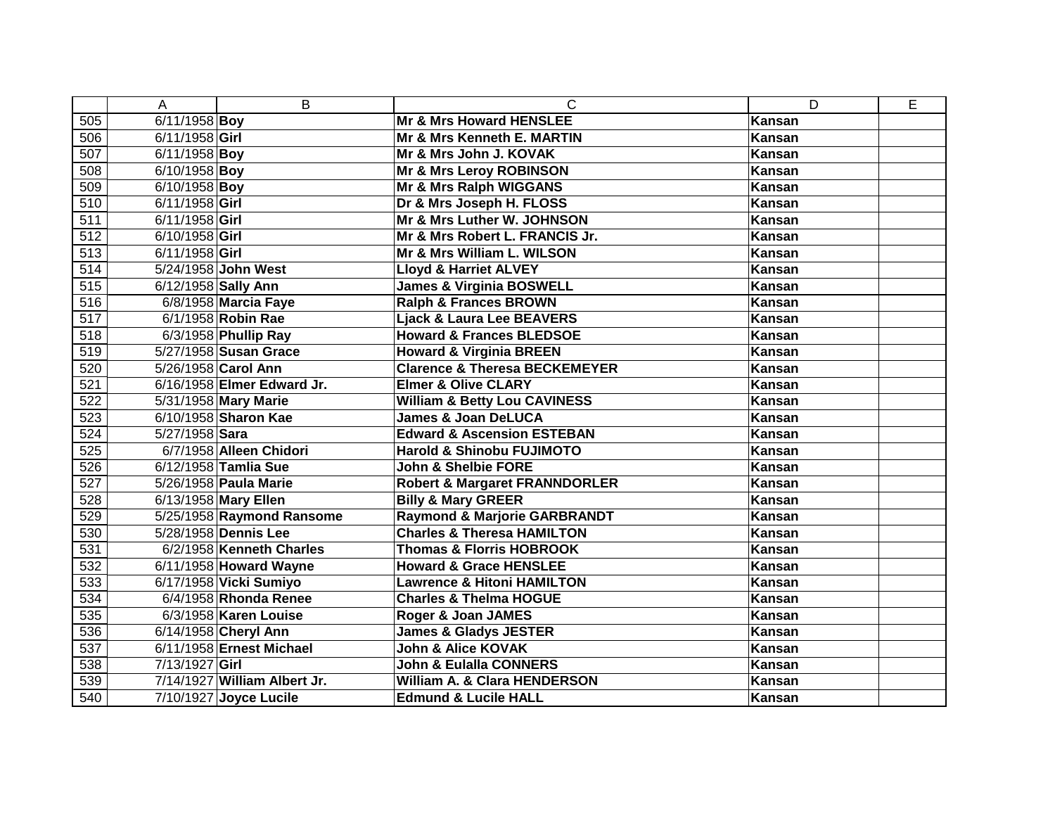| | A | B | C | D | E |
|---|---|---|---|---|---|
| 505 | 6/11/1958 | **Boy** | **Mr & Mrs Howard HENSLEE** | **Kansan** | |
| 506 | 6/11/1958 | **Girl** | **Mr & Mrs Kenneth E. MARTIN** | **Kansan** | |
| 507 | 6/11/1958 | **Boy** | **Mr & Mrs John J. KOVAK** | **Kansan** | |
| 508 | 6/10/1958 | **Boy** | **Mr & Mrs Leroy ROBINSON** | **Kansan** | |
| 509 | 6/10/1958 | **Boy** | **Mr & Mrs Ralph WIGGANS** | **Kansan** | |
| 510 | 6/11/1958 | **Girl** | **Dr & Mrs Joseph H. FLOSS** | **Kansan** | |
| 511 | 6/11/1958 | **Girl** | **Mr & Mrs Luther W. JOHNSON** | **Kansan** | |
| 512 | 6/10/1958 | **Girl** | **Mr & Mrs Robert L. FRANCIS Jr.** | **Kansan** | |
| 513 | 6/11/1958 | **Girl** | **Mr & Mrs William L. WILSON** | **Kansan** | |
| 514 | 5/24/1958 | **John West** | **Lloyd & Harriet ALVEY** | **Kansan** | |
| 515 | 6/12/1958 | **Sally Ann** | **James & Virginia BOSWELL** | **Kansan** | |
| 516 | 6/8/1958 | **Marcia Faye** | **Ralph & Frances BROWN** | **Kansan** | |
| 517 | 6/1/1958 | **Robin Rae** | **Ljack & Laura Lee BEAVERS** | **Kansan** | |
| 518 | 6/3/1958 | **Phullip Ray** | **Howard & Frances BLEDSOE** | **Kansan** | |
| 519 | 5/27/1958 | **Susan Grace** | **Howard & Virginia BREEN** | **Kansan** | |
| 520 | 5/26/1958 | **Carol Ann** | **Clarence & Theresa BECKEMEYER** | **Kansan** | |
| 521 | 6/16/1958 | **Elmer Edward Jr.** | **Elmer & Olive CLARY** | **Kansan** | |
| 522 | 5/31/1958 | **Mary Marie** | **William & Betty Lou CAVINESS** | **Kansan** | |
| 523 | 6/10/1958 | **Sharon Kae** | **James & Joan DeLUCA** | **Kansan** | |
| 524 | 5/27/1958 | **Sara** | **Edward & Ascension ESTEBAN** | **Kansan** | |
| 525 | 6/7/1958 | **Alleen Chidori** | **Harold & Shinobu FUJIMOTO** | **Kansan** | |
| 526 | 6/12/1958 | **Tamlia Sue** | **John & Shelbie FORE** | **Kansan** | |
| 527 | 5/26/1958 | **Paula Marie** | **Robert & Margaret FRANNDORLER** | **Kansan** | |
| 528 | 6/13/1958 | **Mary Ellen** | **Billy & Mary GREER** | **Kansan** | |
| 529 | 5/25/1958 | **Raymond Ransome** | **Raymond & Marjorie GARBRANDT** | **Kansan** | |
| 530 | 5/28/1958 | **Dennis Lee** | **Charles & Theresa HAMILTON** | **Kansan** | |
| 531 | 6/2/1958 | **Kenneth Charles** | **Thomas & Florris HOBROOK** | **Kansan** | |
| 532 | 6/11/1958 | **Howard Wayne** | **Howard & Grace HENSLEE** | **Kansan** | |
| 533 | 6/17/1958 | **Vicki Sumiyo** | **Lawrence & Hitoni HAMILTON** | **Kansan** | |
| 534 | 6/4/1958 | **Rhonda Renee** | **Charles & Thelma HOGUE** | **Kansan** | |
| 535 | 6/3/1958 | **Karen Louise** | **Roger & Joan JAMES** | **Kansan** | |
| 536 | 6/14/1958 | **Cheryl Ann** | **James & Gladys JESTER** | **Kansan** | |
| 537 | 6/11/1958 | **Ernest Michael** | **John & Alice KOVAK** | **Kansan** | |
| 538 | 7/13/1927 | **Girl** | **John & Eulalla CONNERS** | **Kansan** | |
| 539 | 7/14/1927 | **William Albert Jr.** | **William A. & Clara HENDERSON** | **Kansan** | |
| 540 | 7/10/1927 | **Joyce Lucile** | **Edmund & Lucile HALL** | **Kansan** | |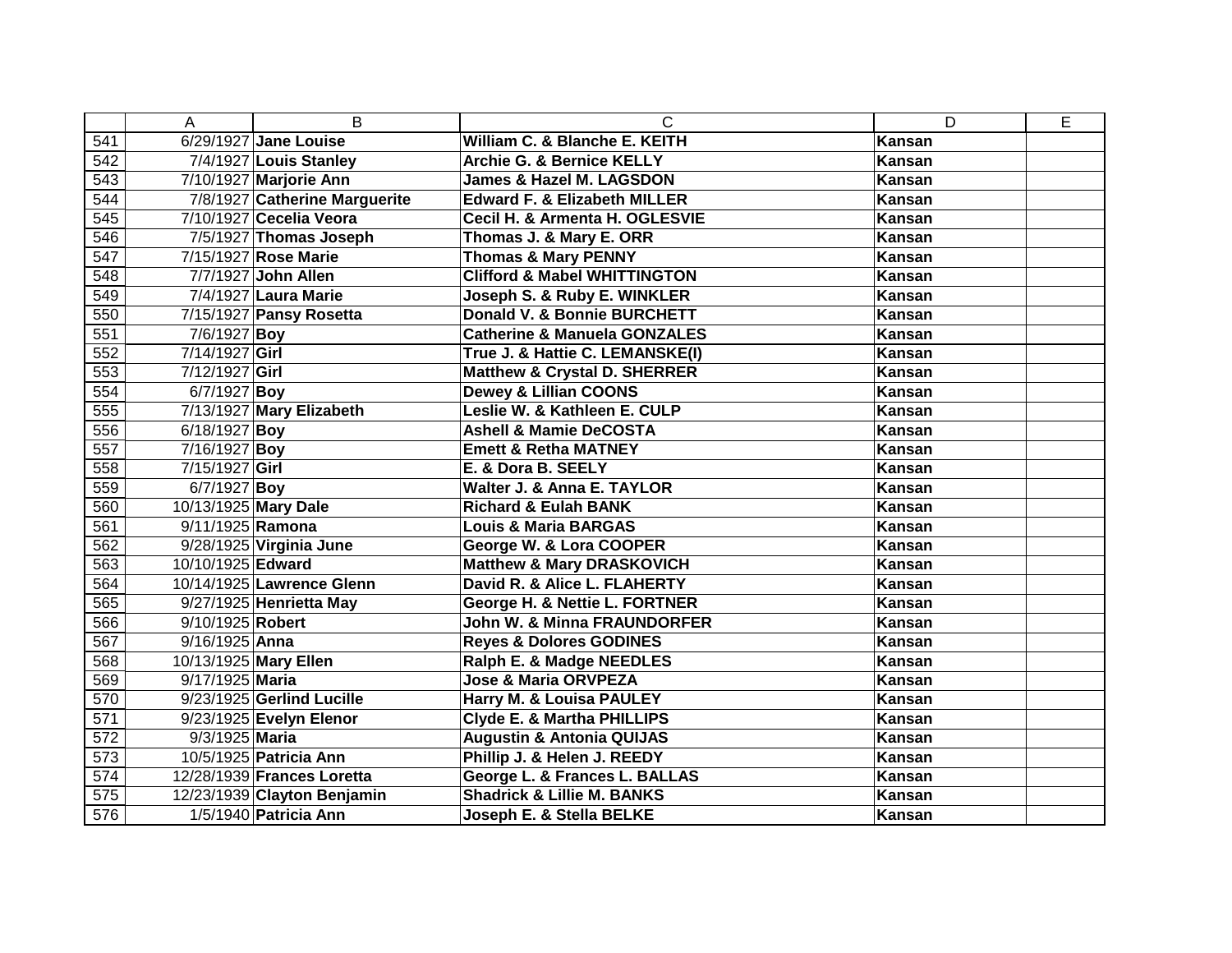|  | A | B | C | D | E |
|---|---|---|---|---|---|
| 541 | 6/29/1927 | **Jane Louise** | **William C. & Blanche E. KEITH** | **Kansan** |  |
| 542 | 7/4/1927 | **Louis Stanley** | **Archie G. & Bernice KELLY** | **Kansan** |  |
| 543 | 7/10/1927 | **Marjorie Ann** | **James & Hazel M. LAGSDON** | **Kansan** |  |
| 544 | 7/8/1927 | **Catherine Marguerite** | **Edward F. & Elizabeth MILLER** | **Kansan** |  |
| 545 | 7/10/1927 | **Cecelia Veora** | **Cecil H. & Armenta H. OGLESVIE** | **Kansan** |  |
| 546 | 7/5/1927 | **Thomas Joseph** | **Thomas J. & Mary E. ORR** | **Kansan** |  |
| 547 | 7/15/1927 | **Rose Marie** | **Thomas & Mary PENNY** | **Kansan** |  |
| 548 | 7/7/1927 | **John Allen** | **Clifford & Mabel WHITTINGTON** | **Kansan** |  |
| 549 | 7/4/1927 | **Laura Marie** | **Joseph S. & Ruby E. WINKLER** | **Kansan** |  |
| 550 | 7/15/1927 | **Pansy Rosetta** | **Donald V. & Bonnie BURCHETT** | **Kansan** |  |
| 551 | 7/6/1927 | **Boy** | **Catherine & Manuela GONZALES** | **Kansan** |  |
| 552 | 7/14/1927 | **Girl** | **True J. & Hattie C. LEMANSKE(I)** | **Kansan** |  |
| 553 | 7/12/1927 | **Girl** | **Matthew & Crystal D. SHERRER** | **Kansan** |  |
| 554 | 6/7/1927 | **Boy** | **Dewey & Lillian COONS** | **Kansan** |  |
| 555 | 7/13/1927 | **Mary Elizabeth** | **Leslie W. & Kathleen E. CULP** | **Kansan** |  |
| 556 | 6/18/1927 | **Boy** | **Ashell & Mamie DeCOSTA** | **Kansan** |  |
| 557 | 7/16/1927 | **Boy** | **Emett & Retha MATNEY** | **Kansan** |  |
| 558 | 7/15/1927 | **Girl** | **E. & Dora B. SEELY** | **Kansan** |  |
| 559 | 6/7/1927 | **Boy** | **Walter J. & Anna E. TAYLOR** | **Kansan** |  |
| 560 | 10/13/1925 | **Mary Dale** | **Richard & Eulah BANK** | **Kansan** |  |
| 561 | 9/11/1925 | **Ramona** | **Louis & Maria BARGAS** | **Kansan** |  |
| 562 | 9/28/1925 | **Virginia June** | **George W. & Lora COOPER** | **Kansan** |  |
| 563 | 10/10/1925 | **Edward** | **Matthew & Mary DRASKOVICH** | **Kansan** |  |
| 564 | 10/14/1925 | **Lawrence Glenn** | **David R. & Alice L. FLAHERTY** | **Kansan** |  |
| 565 | 9/27/1925 | **Henrietta May** | **George H. & Nettie L. FORTNER** | **Kansan** |  |
| 566 | 9/10/1925 | **Robert** | **John W. & Minna FRAUNDORFER** | **Kansan** |  |
| 567 | 9/16/1925 | **Anna** | **Reyes & Dolores GODINES** | **Kansan** |  |
| 568 | 10/13/1925 | **Mary Ellen** | **Ralph E. & Madge NEEDLES** | **Kansan** |  |
| 569 | 9/17/1925 | **Maria** | **Jose & Maria ORVPEZA** | **Kansan** |  |
| 570 | 9/23/1925 | **Gerlind Lucille** | **Harry M. & Louisa PAULEY** | **Kansan** |  |
| 571 | 9/23/1925 | **Evelyn Elenor** | **Clyde E. & Martha PHILLIPS** | **Kansan** |  |
| 572 | 9/3/1925 | **Maria** | **Augustin & Antonia QUIJAS** | **Kansan** |  |
| 573 | 10/5/1925 | **Patricia Ann** | **Phillip J. & Helen J. REEDY** | **Kansan** |  |
| 574 | 12/28/1939 | **Frances Loretta** | **George L. & Frances L. BALLAS** | **Kansan** |  |
| 575 | 12/23/1939 | **Clayton Benjamin** | **Shadrick & Lillie M. BANKS** | **Kansan** |  |
| 576 | 1/5/1940 | **Patricia Ann** | **Joseph E. & Stella BELKE** | **Kansan** |  |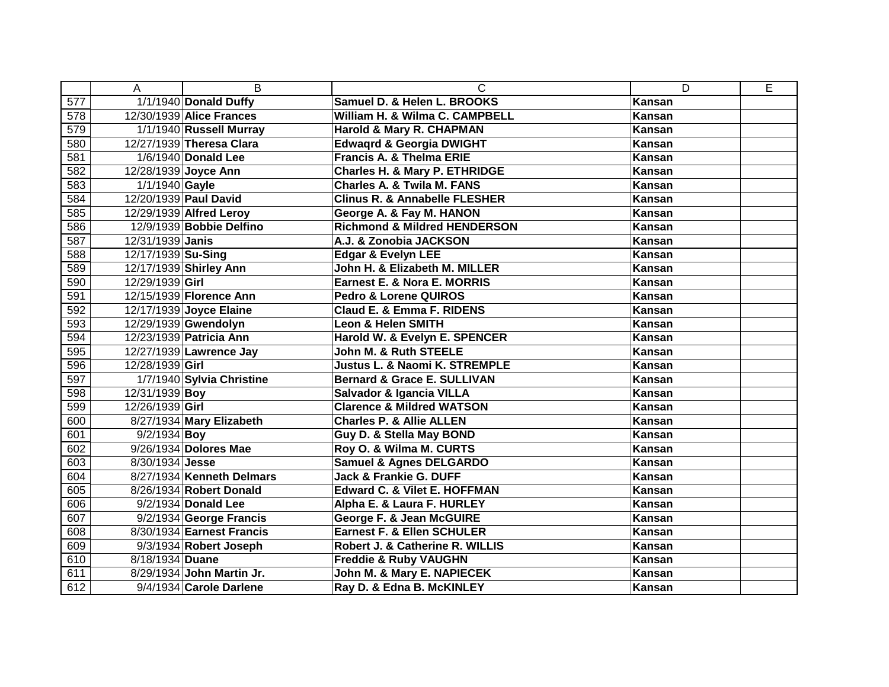| | A | B | C | D | E |
|---|---|---|---|---|---|
| 577 | 1/1/1940 | **Donald Duffy** | **Samuel D. & Helen L. BROOKS** | **Kansan** | |
| 578 | 12/30/1939 | **Alice Frances** | **William H. & Wilma C. CAMPBELL** | **Kansan** | |
| 579 | 1/1/1940 | **Russell Murray** | **Harold & Mary R. CHAPMAN** | **Kansan** | |
| 580 | 12/27/1939 | **Theresa Clara** | **Edwaqrd & Georgia DWIGHT** | **Kansan** | |
| 581 | 1/6/1940 | **Donald Lee** | **Francis A. & Thelma ERIE** | **Kansan** | |
| 582 | 12/28/1939 | **Joyce Ann** | **Charles H. & Mary P. ETHRIDGE** | **Kansan** | |
| 583 | 1/1/1940 | **Gayle** | **Charles A. & Twila M. FANS** | **Kansan** | |
| 584 | 12/20/1939 | **Paul David** | **Clinus R. & Annabelle FLESHER** | **Kansan** | |
| 585 | 12/29/1939 | **Alfred Leroy** | **George A. & Fay M. HANON** | **Kansan** | |
| 586 | 12/9/1939 | **Bobbie Delfino** | **Richmond & Mildred HENDERSON** | **Kansan** | |
| 587 | 12/31/1939 | **Janis** | **A.J. & Zonobia JACKSON** | **Kansan** | |
| 588 | 12/17/1939 | **Su-Sing** | **Edgar & Evelyn LEE** | **Kansan** | |
| 589 | 12/17/1939 | **Shirley Ann** | **John H. & Elizabeth M. MILLER** | **Kansan** | |
| 590 | 12/29/1939 | **Girl** | **Earnest E. & Nora E. MORRIS** | **Kansan** | |
| 591 | 12/15/1939 | **Florence Ann** | **Pedro & Lorene QUIROS** | **Kansan** | |
| 592 | 12/17/1939 | **Joyce Elaine** | **Claud E. & Emma F. RIDENS** | **Kansan** | |
| 593 | 12/29/1939 | **Gwendolyn** | **Leon & Helen SMITH** | **Kansan** | |
| 594 | 12/23/1939 | **Patricia Ann** | **Harold W. & Evelyn E. SPENCER** | **Kansan** | |
| 595 | 12/27/1939 | **Lawrence Jay** | **John M. & Ruth STEELE** | **Kansan** | |
| 596 | 12/28/1939 | **Girl** | **Justus L. & Naomi K. STREMPLE** | **Kansan** | |
| 597 | 1/7/1940 | **Sylvia Christine** | **Bernard & Grace E. SULLIVAN** | **Kansan** | |
| 598 | 12/31/1939 | **Boy** | **Salvador & Igancia VILLA** | **Kansan** | |
| 599 | 12/26/1939 | **Girl** | **Clarence & Mildred WATSON** | **Kansan** | |
| 600 | 8/27/1934 | **Mary Elizabeth** | **Charles P. & Allie ALLEN** | **Kansan** | |
| 601 | 9/2/1934 | **Boy** | **Guy D. & Stella May BOND** | **Kansan** | |
| 602 | 9/26/1934 | **Dolores Mae** | **Roy O. & Wilma M. CURTS** | **Kansan** | |
| 603 | 8/30/1934 | **Jesse** | **Samuel & Agnes DELGARDO** | **Kansan** | |
| 604 | 8/27/1934 | **Kenneth Delmars** | **Jack & Frankie G. DUFF** | **Kansan** | |
| 605 | 8/26/1934 | **Robert Donald** | **Edward C. & Vilet E. HOFFMAN** | **Kansan** | |
| 606 | 9/2/1934 | **Donald Lee** | **Alpha E. & Laura F. HURLEY** | **Kansan** | |
| 607 | 9/2/1934 | **George Francis** | **George F. & Jean McGUIRE** | **Kansan** | |
| 608 | 8/30/1934 | **Earnest Francis** | **Earnest F. & Ellen SCHULER** | **Kansan** | |
| 609 | 9/3/1934 | **Robert Joseph** | **Robert J. & Catherine R. WILLIS** | **Kansan** | |
| 610 | 8/18/1934 | **Duane** | **Freddie & Ruby VAUGHN** | **Kansan** | |
| 611 | 8/29/1934 | **John Martin Jr.** | **John M. & Mary E. NAPIECEK** | **Kansan** | |
| 612 | 9/4/1934 | **Carole Darlene** | **Ray D. & Edna B. McKINLEY** | **Kansan** | |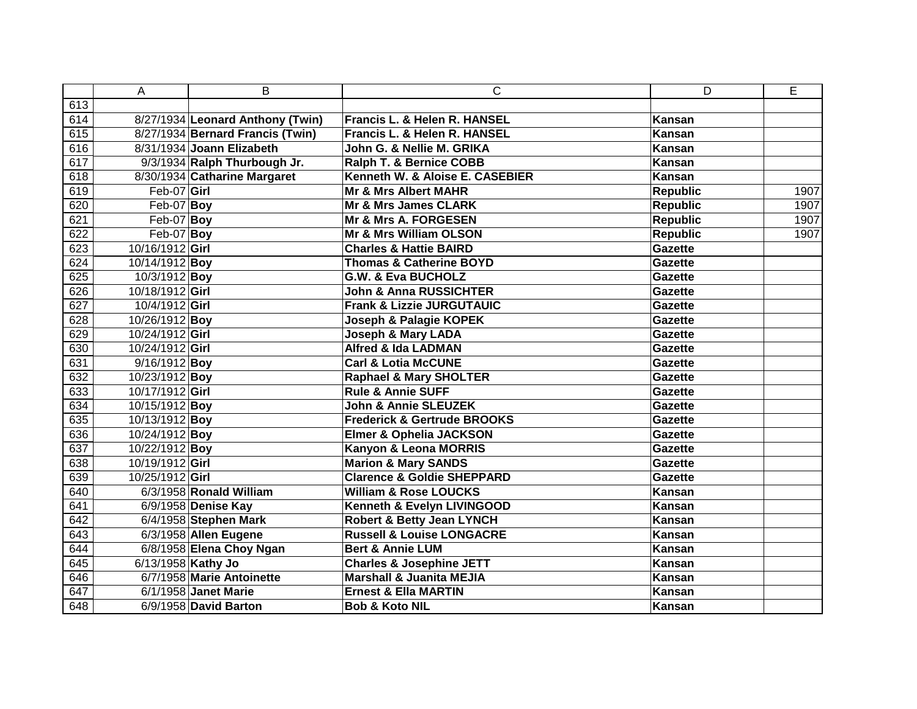| | A | B | C | D | E |
|---|---|---|---|---|---|
| 613 | | | | | |
| 614 | 8/27/1934 | **Leonard Anthony (Twin)** | **Francis L. & Helen R. HANSEL** | **Kansan** | |
| 615 | 8/27/1934 | **Bernard Francis (Twin)** | **Francis L. & Helen R. HANSEL** | **Kansan** | |
| 616 | 8/31/1934 | **Joann Elizabeth** | **John G. & Nellie M. GRIKA** | **Kansan** | |
| 617 | 9/3/1934 | **Ralph Thurbough Jr.** | **Ralph T. & Bernice COBB** | **Kansan** | |
| 618 | 8/30/1934 | **Catharine Margaret** | **Kenneth W. & Aloise E. CASEBIER** | **Kansan** | |
| 619 | Feb-07 | **Girl** | **Mr & Mrs Albert MAHR** | **Republic** | 1907 |
| 620 | Feb-07 | **Boy** | **Mr & Mrs James CLARK** | **Republic** | 1907 |
| 621 | Feb-07 | **Boy** | **Mr & Mrs A. FORGESEN** | **Republic** | 1907 |
| 622 | Feb-07 | **Boy** | **Mr & Mrs William OLSON** | **Republic** | 1907 |
| 623 | 10/16/1912 | **Girl** | **Charles & Hattie BAIRD** | **Gazette** | |
| 624 | 10/14/1912 | **Boy** | **Thomas & Catherine BOYD** | **Gazette** | |
| 625 | 10/3/1912 | **Boy** | **G.W. & Eva BUCHOLZ** | **Gazette** | |
| 626 | 10/18/1912 | **Girl** | **John & Anna RUSSICHTER** | **Gazette** | |
| 627 | 10/4/1912 | **Girl** | **Frank & Lizzie JURGUTAUIC** | **Gazette** | |
| 628 | 10/26/1912 | **Boy** | **Joseph & Palagie KOPEK** | **Gazette** | |
| 629 | 10/24/1912 | **Girl** | **Joseph & Mary LADA** | **Gazette** | |
| 630 | 10/24/1912 | **Girl** | **Alfred & Ida LADMAN** | **Gazette** | |
| 631 | 9/16/1912 | **Boy** | **Carl & Lotia McCUNE** | **Gazette** | |
| 632 | 10/23/1912 | **Boy** | **Raphael & Mary SHOLTER** | **Gazette** | |
| 633 | 10/17/1912 | **Girl** | **Rule & Annie SUFF** | **Gazette** | |
| 634 | 10/15/1912 | **Boy** | **John & Annie SLEUZEK** | **Gazette** | |
| 635 | 10/13/1912 | **Boy** | **Frederick & Gertrude BROOKS** | **Gazette** | |
| 636 | 10/24/1912 | **Boy** | **Elmer & Ophelia JACKSON** | **Gazette** | |
| 637 | 10/22/1912 | **Boy** | **Kanyon & Leona MORRIS** | **Gazette** | |
| 638 | 10/19/1912 | **Girl** | **Marion & Mary SANDS** | **Gazette** | |
| 639 | 10/25/1912 | **Girl** | **Clarence & Goldie SHEPPARD** | **Gazette** | |
| 640 | 6/3/1958 | **Ronald William** | **William & Rose LOUCKS** | **Kansan** | |
| 641 | 6/9/1958 | **Denise Kay** | **Kenneth & Evelyn LIVINGOOD** | **Kansan** | |
| 642 | 6/4/1958 | **Stephen Mark** | **Robert & Betty Jean LYNCH** | **Kansan** | |
| 643 | 6/3/1958 | **Allen Eugene** | **Russell & Louise LONGACRE** | **Kansan** | |
| 644 | 6/8/1958 | **Elena Choy Ngan** | **Bert & Annie LUM** | **Kansan** | |
| 645 | 6/13/1958 | **Kathy Jo** | **Charles & Josephine JETT** | **Kansan** | |
| 646 | 6/7/1958 | **Marie Antoinette** | **Marshall & Juanita MEJIA** | **Kansan** | |
| 647 | 6/1/1958 | **Janet Marie** | **Ernest & Ella MARTIN** | **Kansan** | |
| 648 | 6/9/1958 | **David Barton** | **Bob & Koto NIL** | **Kansan** | |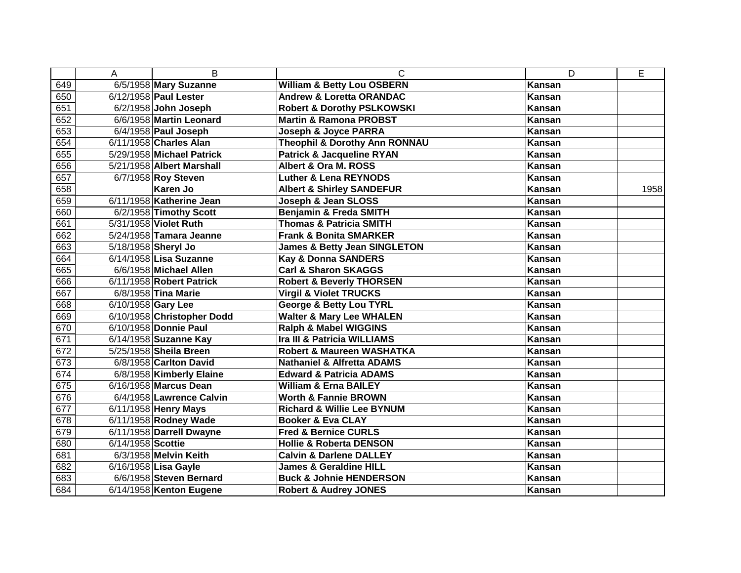|  | A | B | C | D | E |
|---|---|---|---|---|---|
| 649 | 6/5/1958 | **Mary Suzanne** | **William & Betty Lou OSBERN** | **Kansan** |  |
| 650 | 6/12/1958 | **Paul Lester** | **Andrew & Loretta ORANDAC** | **Kansan** |  |
| 651 | 6/2/1958 | **John Joseph** | **Robert & Dorothy PSLKOWSKI** | **Kansan** |  |
| 652 | 6/6/1958 | **Martin Leonard** | **Martin & Ramona PROBST** | **Kansan** |  |
| 653 | 6/4/1958 | **Paul Joseph** | **Joseph & Joyce PARRA** | **Kansan** |  |
| 654 | 6/11/1958 | **Charles Alan** | **Theophil & Dorothy Ann RONNAU** | **Kansan** |  |
| 655 | 5/29/1958 | **Michael Patrick** | **Patrick & Jacqueline RYAN** | **Kansan** |  |
| 656 | 5/21/1958 | **Albert Marshall** | **Albert & Ora M. ROSS** | **Kansan** |  |
| 657 | 6/7/1958 | **Roy Steven** | **Luther & Lena REYNODS** | **Kansan** |  |
| 658 |  | **Karen Jo** | **Albert & Shirley SANDEFUR** | **Kansan** | 1958 |
| 659 | 6/11/1958 | **Katherine Jean** | **Joseph & Jean SLOSS** | **Kansan** |  |
| 660 | 6/2/1958 | **Timothy Scott** | **Benjamin & Freda SMITH** | **Kansan** |  |
| 661 | 5/31/1958 | **Violet Ruth** | **Thomas & Patricia SMITH** | **Kansan** |  |
| 662 | 5/24/1958 | **Tamara Jeanne** | **Frank & Bonita SMARKER** | **Kansan** |  |
| 663 | 5/18/1958 | **Sheryl Jo** | **James & Betty Jean SINGLETON** | **Kansan** |  |
| 664 | 6/14/1958 | **Lisa Suzanne** | **Kay & Donna SANDERS** | **Kansan** |  |
| 665 | 6/6/1958 | **Michael Allen** | **Carl & Sharon SKAGGS** | **Kansan** |  |
| 666 | 6/11/1958 | **Robert Patrick** | **Robert & Beverly THORSEN** | **Kansan** |  |
| 667 | 6/8/1958 | **Tina Marie** | **Virgil & Violet TRUCKS** | **Kansan** |  |
| 668 | 6/10/1958 | **Gary Lee** | **George & Betty Lou TYRL** | **Kansan** |  |
| 669 | 6/10/1958 | **Christopher Dodd** | **Walter & Mary Lee WHALEN** | **Kansan** |  |
| 670 | 6/10/1958 | **Donnie Paul** | **Ralph & Mabel WIGGINS** | **Kansan** |  |
| 671 | 6/14/1958 | **Suzanne Kay** | **Ira III & Patricia WILLIAMS** | **Kansan** |  |
| 672 | 5/25/1958 | **Sheila Breen** | **Robert & Maureen WASHATKA** | **Kansan** |  |
| 673 | 6/8/1958 | **Carlton David** | **Nathaniel & Alfretta ADAMS** | **Kansan** |  |
| 674 | 6/8/1958 | **Kimberly Elaine** | **Edward & Patricia ADAMS** | **Kansan** |  |
| 675 | 6/16/1958 | **Marcus Dean** | **William & Erna BAILEY** | **Kansan** |  |
| 676 | 6/4/1958 | **Lawrence Calvin** | **Worth & Fannie BROWN** | **Kansan** |  |
| 677 | 6/11/1958 | **Henry Mays** | **Richard & Willie Lee BYNUM** | **Kansan** |  |
| 678 | 6/11/1958 | **Rodney Wade** | **Booker & Eva CLAY** | **Kansan** |  |
| 679 | 6/11/1958 | **Darrell Dwayne** | **Fred & Bernice CURLS** | **Kansan** |  |
| 680 | 6/14/1958 | **Scottie** | **Hollie & Roberta DENSON** | **Kansan** |  |
| 681 | 6/3/1958 | **Melvin Keith** | **Calvin & Darlene DALLEY** | **Kansan** |  |
| 682 | 6/16/1958 | **Lisa Gayle** | **James & Geraldine HILL** | **Kansan** |  |
| 683 | 6/6/1958 | **Steven Bernard** | **Buck & Johnie HENDERSON** | **Kansan** |  |
| 684 | 6/14/1958 | **Kenton Eugene** | **Robert & Audrey JONES** | **Kansan** |  |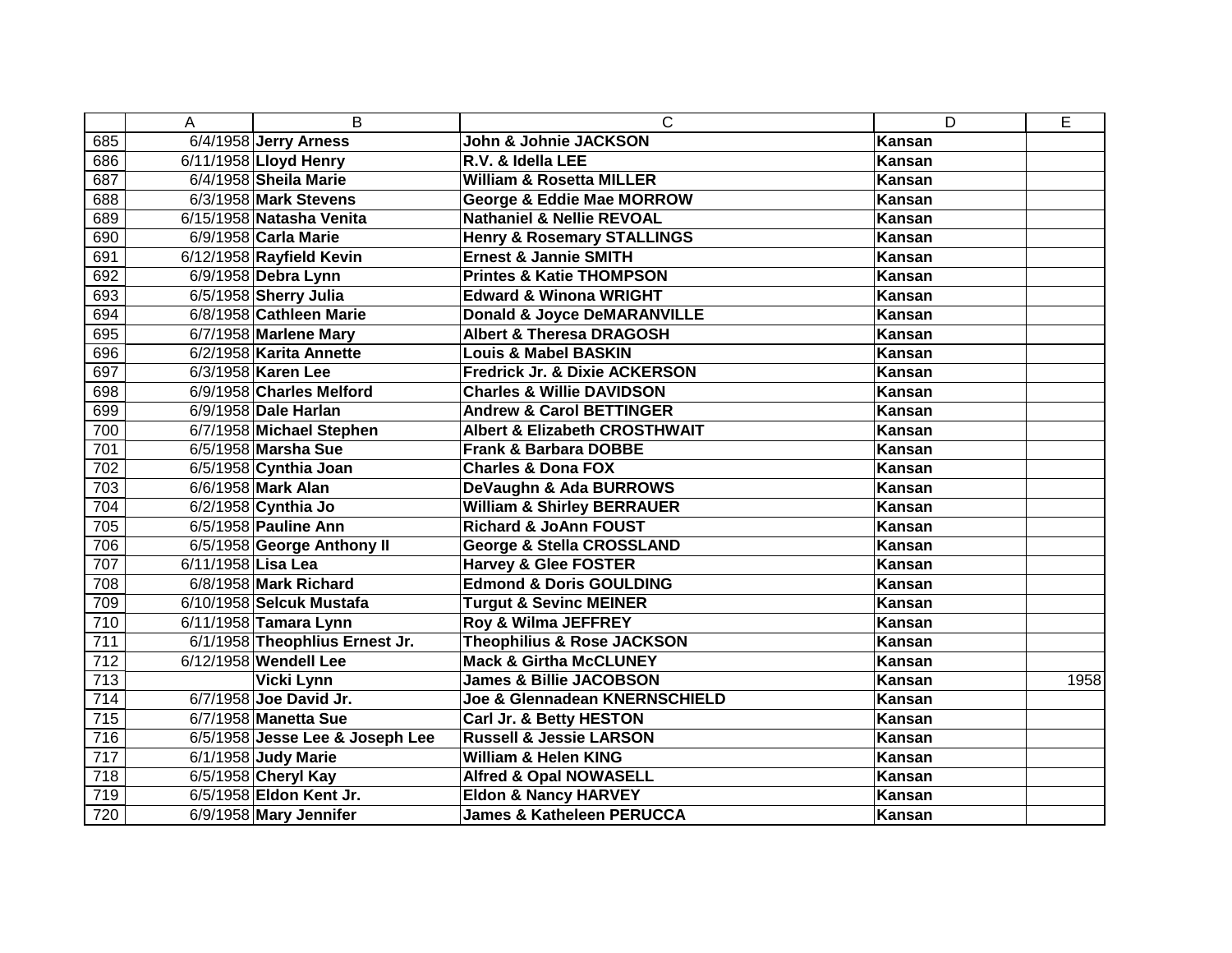| | A | B | C | D | E |
|---|---|---|---|---|---|
| 685 | 6/4/1958 | **Jerry Arness** | **John & Johnie JACKSON** | **Kansan** | |
| 686 | 6/11/1958 | **Lloyd Henry** | **R.V. & Idella LEE** | **Kansan** | |
| 687 | 6/4/1958 | **Sheila Marie** | **William & Rosetta MILLER** | **Kansan** | |
| 688 | 6/3/1958 | **Mark Stevens** | **George & Eddie Mae MORROW** | **Kansan** | |
| 689 | 6/15/1958 | **Natasha Venita** | **Nathaniel & Nellie REVOAL** | **Kansan** | |
| 690 | 6/9/1958 | **Carla Marie** | **Henry & Rosemary STALLINGS** | **Kansan** | |
| 691 | 6/12/1958 | **Rayfield Kevin** | **Ernest & Jannie SMITH** | **Kansan** | |
| 692 | 6/9/1958 | **Debra Lynn** | **Printes & Katie THOMPSON** | **Kansan** | |
| 693 | 6/5/1958 | **Sherry Julia** | **Edward & Winona WRIGHT** | **Kansan** | |
| 694 | 6/8/1958 | **Cathleen Marie** | **Donald & Joyce DeMARANVILLE** | **Kansan** | |
| 695 | 6/7/1958 | **Marlene Mary** | **Albert & Theresa DRAGOSH** | **Kansan** | |
| 696 | 6/2/1958 | **Karita Annette** | **Louis & Mabel BASKIN** | **Kansan** | |
| 697 | 6/3/1958 | **Karen Lee** | **Fredrick Jr. & Dixie ACKERSON** | **Kansan** | |
| 698 | 6/9/1958 | **Charles Melford** | **Charles & Willie DAVIDSON** | **Kansan** | |
| 699 | 6/9/1958 | **Dale Harlan** | **Andrew & Carol BETTINGER** | **Kansan** | |
| 700 | 6/7/1958 | **Michael Stephen** | **Albert & Elizabeth CROSTHWAIT** | **Kansan** | |
| 701 | 6/5/1958 | **Marsha Sue** | **Frank & Barbara DOBBE** | **Kansan** | |
| 702 | 6/5/1958 | **Cynthia Joan** | **Charles & Dona FOX** | **Kansan** | |
| 703 | 6/6/1958 | **Mark Alan** | **DeVaughn & Ada BURROWS** | **Kansan** | |
| 704 | 6/2/1958 | **Cynthia Jo** | **William & Shirley BERRAUER** | **Kansan** | |
| 705 | 6/5/1958 | **Pauline Ann** | **Richard & JoAnn FOUST** | **Kansan** | |
| 706 | 6/5/1958 | **George Anthony II** | **George & Stella CROSSLAND** | **Kansan** | |
| 707 | 6/11/1958 | **Lisa Lea** | **Harvey & Glee FOSTER** | **Kansan** | |
| 708 | 6/8/1958 | **Mark Richard** | **Edmond & Doris GOULDING** | **Kansan** | |
| 709 | 6/10/1958 | **Selcuk Mustafa** | **Turgut & Sevinc MEINER** | **Kansan** | |
| 710 | 6/11/1958 | **Tamara Lynn** | **Roy & Wilma JEFFREY** | **Kansan** | |
| 711 | 6/1/1958 | **Theophlius Ernest Jr.** | **Theophilius & Rose JACKSON** | **Kansan** | |
| 712 | 6/12/1958 | **Wendell Lee** | **Mack & Girtha McCLUNEY** | **Kansan** | |
| 713 | | **Vicki Lynn** | **James & Billie JACOBSON** | **Kansan** | 1958 |
| 714 | 6/7/1958 | **Joe David Jr.** | **Joe & Glennadean KNERNSCHIELD** | **Kansan** | |
| 715 | 6/7/1958 | **Manetta Sue** | **Carl Jr. & Betty HESTON** | **Kansan** | |
| 716 | 6/5/1958 | **Jesse Lee & Joseph Lee** | **Russell & Jessie LARSON** | **Kansan** | |
| 717 | 6/1/1958 | **Judy Marie** | **William & Helen KING** | **Kansan** | |
| 718 | 6/5/1958 | **Cheryl Kay** | **Alfred & Opal NOWASELL** | **Kansan** | |
| 719 | 6/5/1958 | **Eldon Kent Jr.** | **Eldon & Nancy HARVEY** | **Kansan** | |
| 720 | 6/9/1958 | **Mary Jennifer** | **James & Katheleen PERUCCA** | **Kansan** | |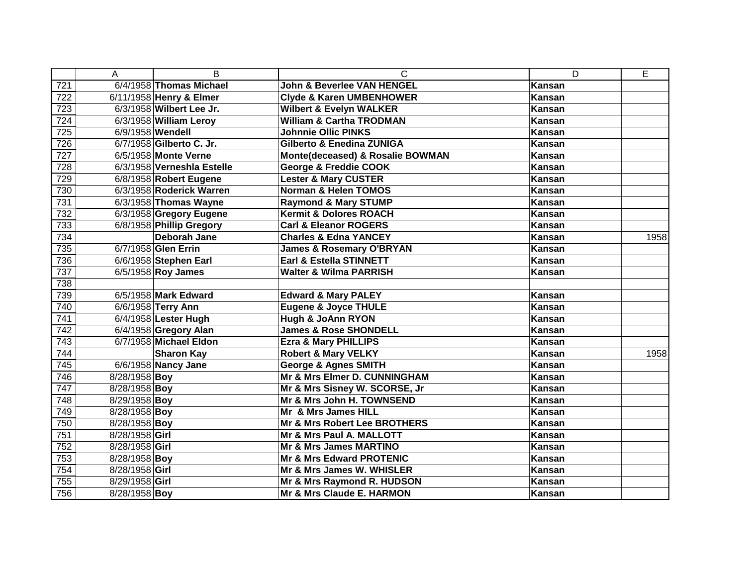| | A | B | C | D | E |
|---|---|---|---|---|---|
| 721 | 6/4/1958 | **Thomas Michael** | **John & Beverlee VAN HENGEL** | **Kansan** | |
| 722 | 6/11/1958 | **Henry & Elmer** | **Clyde & Karen UMBENHOWER** | **Kansan** | |
| 723 | 6/3/1958 | **Wilbert Lee Jr.** | **Wilbert & Evelyn WALKER** | **Kansan** | |
| 724 | 6/3/1958 | **William Leroy** | **William & Cartha TRODMAN** | **Kansan** | |
| 725 | 6/9/1958 | **Wendell** | **Johnnie Ollic PINKS** | **Kansan** | |
| 726 | 6/7/1958 | **Gilberto C. Jr.** | **Gilberto & Enedina ZUNIGA** | **Kansan** | |
| 727 | 6/5/1958 | **Monte Verne** | **Monte(deceased) & Rosalie BOWMAN** | **Kansan** | |
| 728 | 6/3/1958 | **Verneshla Estelle** | **George & Freddie COOK** | **Kansan** | |
| 729 | 6/8/1958 | **Robert Eugene** | **Lester & Mary CUSTER** | **Kansan** | |
| 730 | 6/3/1958 | **Roderick Warren** | **Norman & Helen TOMOS** | **Kansan** | |
| 731 | 6/3/1958 | **Thomas Wayne** | **Raymond & Mary STUMP** | **Kansan** | |
| 732 | 6/3/1958 | **Gregory Eugene** | **Kermit & Dolores ROACH** | **Kansan** | |
| 733 | 6/8/1958 | **Phillip Gregory** | **Carl & Eleanor ROGERS** | **Kansan** | |
| 734 | | **Deborah Jane** | **Charles & Edna YANCEY** | **Kansan** | 1958 |
| 735 | 6/7/1958 | **Glen Errin** | **James & Rosemary O'BRYAN** | **Kansan** | |
| 736 | 6/6/1958 | **Stephen Earl** | **Earl & Estella STINNETT** | **Kansan** | |
| 737 | 6/5/1958 | **Roy James** | **Walter & Wilma PARRISH** | **Kansan** | |
| 738 | | | | | |
| 739 | 6/5/1958 | **Mark Edward** | **Edward & Mary PALEY** | **Kansan** | |
| 740 | 6/6/1958 | **Terry Ann** | **Eugene & Joyce THULE** | **Kansan** | |
| 741 | 6/4/1958 | **Lester Hugh** | **Hugh & JoAnn RYON** | **Kansan** | |
| 742 | 6/4/1958 | **Gregory Alan** | **James & Rose SHONDELL** | **Kansan** | |
| 743 | 6/7/1958 | **Michael Eldon** | **Ezra & Mary PHILLIPS** | **Kansan** | |
| 744 | | **Sharon Kay** | **Robert & Mary VELKY** | **Kansan** | 1958 |
| 745 | 6/6/1958 | **Nancy Jane** | **George & Agnes SMITH** | **Kansan** | |
| 746 | 8/28/1958 | **Boy** | **Mr & Mrs Elmer D. CUNNINGHAM** | **Kansan** | |
| 747 | 8/28/1958 | **Boy** | **Mr & Mrs Sisney W. SCORSE, Jr** | **Kansan** | |
| 748 | 8/29/1958 | **Boy** | **Mr & Mrs John H. TOWNSEND** | **Kansan** | |
| 749 | 8/28/1958 | **Boy** | **Mr & Mrs James HILL** | **Kansan** | |
| 750 | 8/28/1958 | **Boy** | **Mr & Mrs Robert Lee BROTHERS** | **Kansan** | |
| 751 | 8/28/1958 | **Girl** | **Mr & Mrs Paul A. MALLOTT** | **Kansan** | |
| 752 | 8/28/1958 | **Girl** | **Mr & Mrs James MARTINO** | **Kansan** | |
| 753 | 8/28/1958 | **Boy** | **Mr & Mrs Edward PROTENIC** | **Kansan** | |
| 754 | 8/28/1958 | **Girl** | **Mr & Mrs James W. WHISLER** | **Kansan** | |
| 755 | 8/29/1958 | **Girl** | **Mr & Mrs Raymond R. HUDSON** | **Kansan** | |
| 756 | 8/28/1958 | **Boy** | **Mr & Mrs Claude E. HARMON** | **Kansan** | |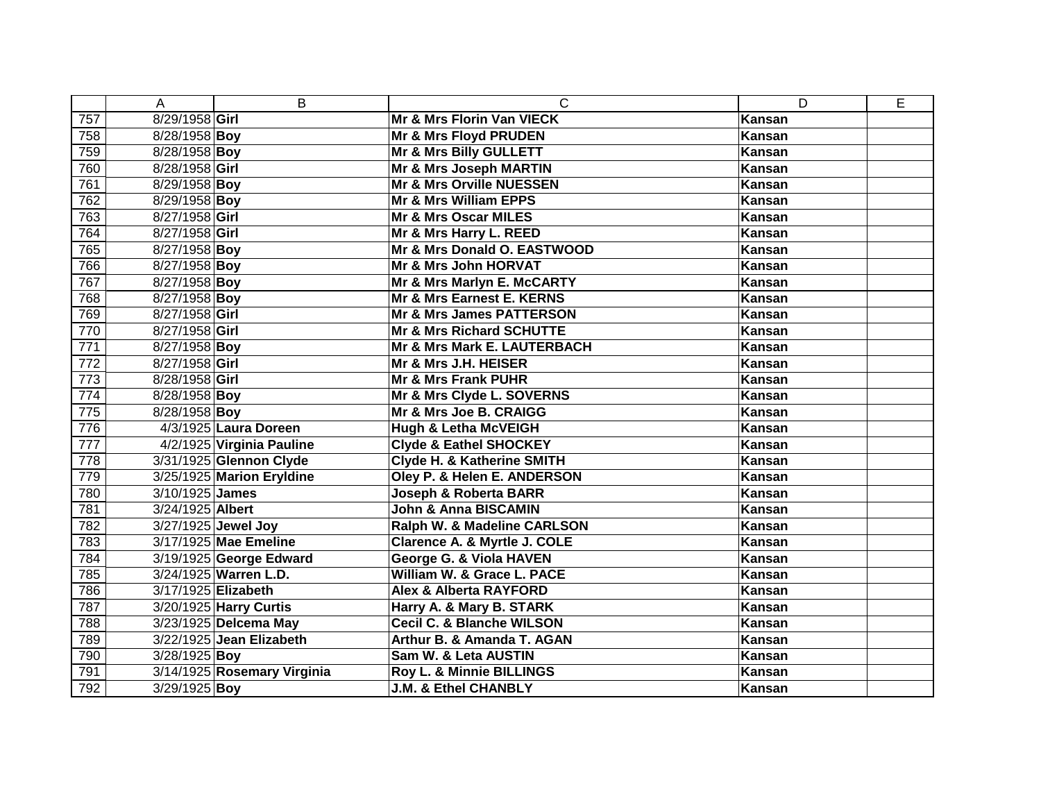| | A | B | C | D | E |
|---|---|---|---|---|---|
| 757 | 8/29/1958 | **Girl** | **Mr & Mrs Florin Van VIECK** | **Kansan** | |
| 758 | 8/28/1958 | **Boy** | **Mr & Mrs Floyd PRUDEN** | **Kansan** | |
| 759 | 8/28/1958 | **Boy** | **Mr & Mrs Billy GULLETT** | **Kansan** | |
| 760 | 8/28/1958 | **Girl** | **Mr & Mrs Joseph MARTIN** | **Kansan** | |
| 761 | 8/29/1958 | **Boy** | **Mr & Mrs Orville NUESSEN** | **Kansan** | |
| 762 | 8/29/1958 | **Boy** | **Mr & Mrs William EPPS** | **Kansan** | |
| 763 | 8/27/1958 | **Girl** | **Mr & Mrs Oscar MILES** | **Kansan** | |
| 764 | 8/27/1958 | **Girl** | **Mr & Mrs Harry L. REED** | **Kansan** | |
| 765 | 8/27/1958 | **Boy** | **Mr & Mrs Donald O. EASTWOOD** | **Kansan** | |
| 766 | 8/27/1958 | **Boy** | **Mr & Mrs John HORVAT** | **Kansan** | |
| 767 | 8/27/1958 | **Boy** | **Mr & Mrs Marlyn E. McCARTY** | **Kansan** | |
| 768 | 8/27/1958 | **Boy** | **Mr & Mrs Earnest E. KERNS** | **Kansan** | |
| 769 | 8/27/1958 | **Girl** | **Mr & Mrs James PATTERSON** | **Kansan** | |
| 770 | 8/27/1958 | **Girl** | **Mr & Mrs Richard SCHUTTE** | **Kansan** | |
| 771 | 8/27/1958 | **Boy** | **Mr & Mrs Mark E. LAUTERBACH** | **Kansan** | |
| 772 | 8/27/1958 | **Girl** | **Mr & Mrs J.H. HEISER** | **Kansan** | |
| 773 | 8/28/1958 | **Girl** | **Mr & Mrs Frank PUHR** | **Kansan** | |
| 774 | 8/28/1958 | **Boy** | **Mr & Mrs Clyde L. SOVERNS** | **Kansan** | |
| 775 | 8/28/1958 | **Boy** | **Mr & Mrs Joe B. CRAIGG** | **Kansan** | |
| 776 | 4/3/1925 | **Laura Doreen** | **Hugh & Letha McVEIGH** | **Kansan** | |
| 777 | 4/2/1925 | **Virginia Pauline** | **Clyde & Eathel SHOCKEY** | **Kansan** | |
| 778 | 3/31/1925 | **Glennon Clyde** | **Clyde H. & Katherine SMITH** | **Kansan** | |
| 779 | 3/25/1925 | **Marion Eryldine** | **Oley P. & Helen E. ANDERSON** | **Kansan** | |
| 780 | 3/10/1925 | **James** | **Joseph & Roberta BARR** | **Kansan** | |
| 781 | 3/24/1925 | **Albert** | **John & Anna BISCAMIN** | **Kansan** | |
| 782 | 3/27/1925 | **Jewel Joy** | **Ralph W. & Madeline CARLSON** | **Kansan** | |
| 783 | 3/17/1925 | **Mae Emeline** | **Clarence A. & Myrtle J. COLE** | **Kansan** | |
| 784 | 3/19/1925 | **George Edward** | **George G. & Viola HAVEN** | **Kansan** | |
| 785 | 3/24/1925 | **Warren L.D.** | **William W. & Grace L. PACE** | **Kansan** | |
| 786 | 3/17/1925 | **Elizabeth** | **Alex & Alberta RAYFORD** | **Kansan** | |
| 787 | 3/20/1925 | **Harry Curtis** | **Harry A. & Mary B. STARK** | **Kansan** | |
| 788 | 3/23/1925 | **Delcema May** | **Cecil C. & Blanche WILSON** | **Kansan** | |
| 789 | 3/22/1925 | **Jean Elizabeth** | **Arthur B. & Amanda T. AGAN** | **Kansan** | |
| 790 | 3/28/1925 | **Boy** | **Sam W. & Leta AUSTIN** | **Kansan** | |
| 791 | 3/14/1925 | **Rosemary Virginia** | **Roy L. & Minnie BILLINGS** | **Kansan** | |
| 792 | 3/29/1925 | **Boy** | **J.M. & Ethel CHANBLY** | **Kansan** | |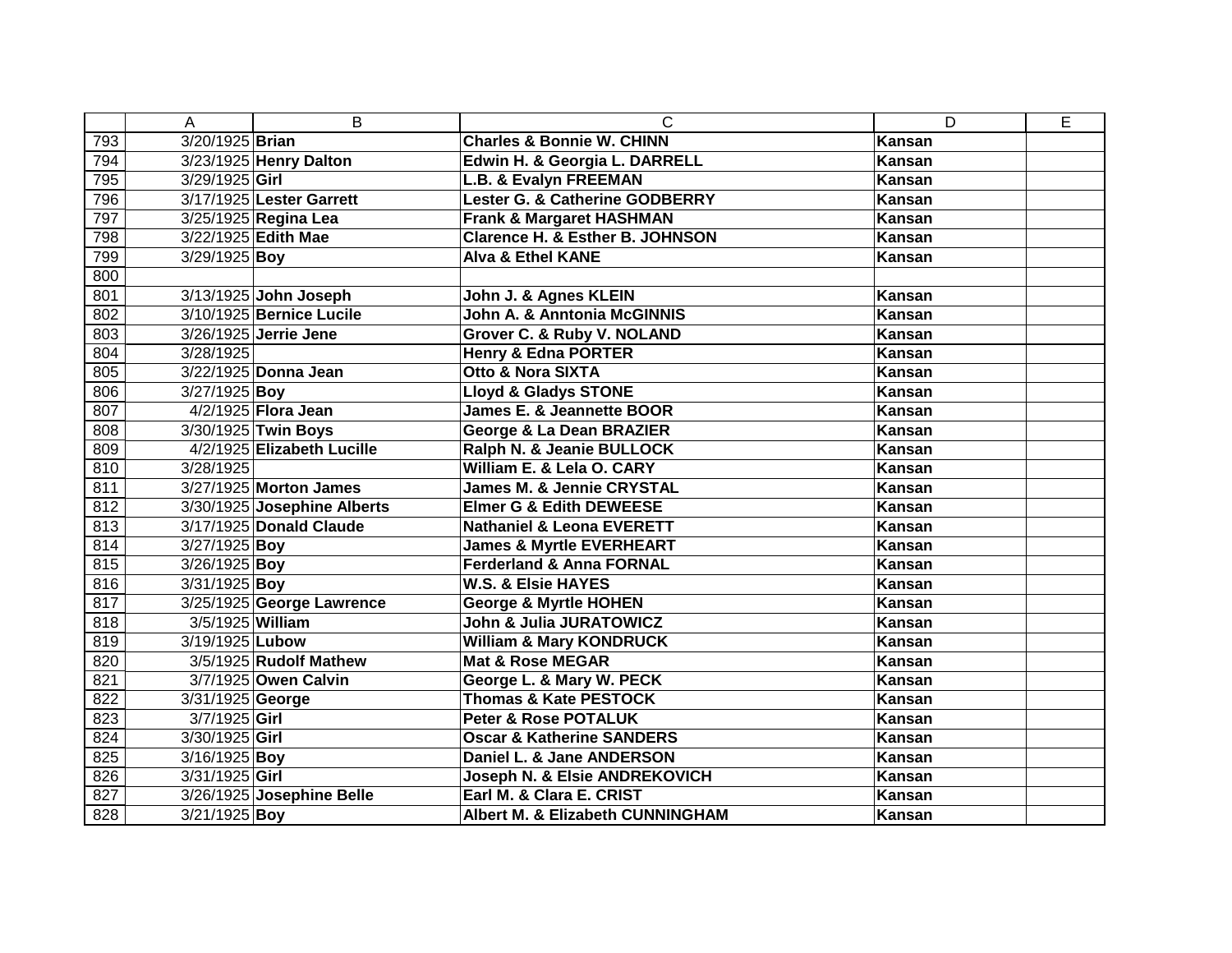| | A | B | C | D | E |
|---|---|---|---|---|---|
| 793 | 3/20/1925 | **Brian** | **Charles & Bonnie W. CHINN** | **Kansan** | |
| 794 | 3/23/1925 | **Henry Dalton** | **Edwin H. & Georgia L. DARRELL** | **Kansan** | |
| 795 | 3/29/1925 | **Girl** | **L.B. & Evalyn FREEMAN** | **Kansan** | |
| 796 | 3/17/1925 | **Lester Garrett** | **Lester G. & Catherine GODBERRY** | **Kansan** | |
| 797 | 3/25/1925 | **Regina Lea** | **Frank & Margaret HASHMAN** | **Kansan** | |
| 798 | 3/22/1925 | **Edith Mae** | **Clarence H. & Esther B. JOHNSON** | **Kansan** | |
| 799 | 3/29/1925 | **Boy** | **Alva & Ethel KANE** | **Kansan** | |
| 800 | | | | | |
| 801 | 3/13/1925 | **John Joseph** | **John J. & Agnes KLEIN** | **Kansan** | |
| 802 | 3/10/1925 | **Bernice Lucile** | **John A. & Anntonia McGINNIS** | **Kansan** | |
| 803 | 3/26/1925 | **Jerrie Jene** | **Grover C. & Ruby V. NOLAND** | **Kansan** | |
| 804 | 3/28/1925 | | **Henry & Edna PORTER** | **Kansan** | |
| 805 | 3/22/1925 | **Donna Jean** | **Otto & Nora SIXTA** | **Kansan** | |
| 806 | 3/27/1925 | **Boy** | **Lloyd & Gladys STONE** | **Kansan** | |
| 807 | 4/2/1925 | **Flora Jean** | **James E. & Jeannette BOOR** | **Kansan** | |
| 808 | 3/30/1925 | **Twin Boys** | **George & La Dean BRAZIER** | **Kansan** | |
| 809 | 4/2/1925 | **Elizabeth Lucille** | **Ralph N. & Jeanie BULLOCK** | **Kansan** | |
| 810 | 3/28/1925 | | **William E. & Lela O. CARY** | **Kansan** | |
| 811 | 3/27/1925 | **Morton James** | **James M. & Jennie CRYSTAL** | **Kansan** | |
| 812 | 3/30/1925 | **Josephine Alberts** | **Elmer G & Edith DEWEESE** | **Kansan** | |
| 813 | 3/17/1925 | **Donald Claude** | **Nathaniel & Leona EVERETT** | **Kansan** | |
| 814 | 3/27/1925 | **Boy** | **James & Myrtle EVERHEART** | **Kansan** | |
| 815 | 3/26/1925 | **Boy** | **Ferderland & Anna FORNAL** | **Kansan** | |
| 816 | 3/31/1925 | **Boy** | **W.S. & Elsie HAYES** | **Kansan** | |
| 817 | 3/25/1925 | **George Lawrence** | **George & Myrtle HOHEN** | **Kansan** | |
| 818 | 3/5/1925 | **William** | **John & Julia JURATOWICZ** | **Kansan** | |
| 819 | 3/19/1925 | **Lubow** | **William & Mary KONDRUCK** | **Kansan** | |
| 820 | 3/5/1925 | **Rudolf Mathew** | **Mat & Rose MEGAR** | **Kansan** | |
| 821 | 3/7/1925 | **Owen Calvin** | **George L. & Mary W. PECK** | **Kansan** | |
| 822 | 3/31/1925 | **George** | **Thomas & Kate PESTOCK** | **Kansan** | |
| 823 | 3/7/1925 | **Girl** | **Peter & Rose POTALUK** | **Kansan** | |
| 824 | 3/30/1925 | **Girl** | **Oscar & Katherine SANDERS** | **Kansan** | |
| 825 | 3/16/1925 | **Boy** | **Daniel L. & Jane ANDERSON** | **Kansan** | |
| 826 | 3/31/1925 | **Girl** | **Joseph N. & Elsie ANDREKOVICH** | **Kansan** | |
| 827 | 3/26/1925 | **Josephine Belle** | **Earl M. & Clara E. CRIST** | **Kansan** | |
| 828 | 3/21/1925 | **Boy** | **Albert M. & Elizabeth CUNNINGHAM** | **Kansan** | |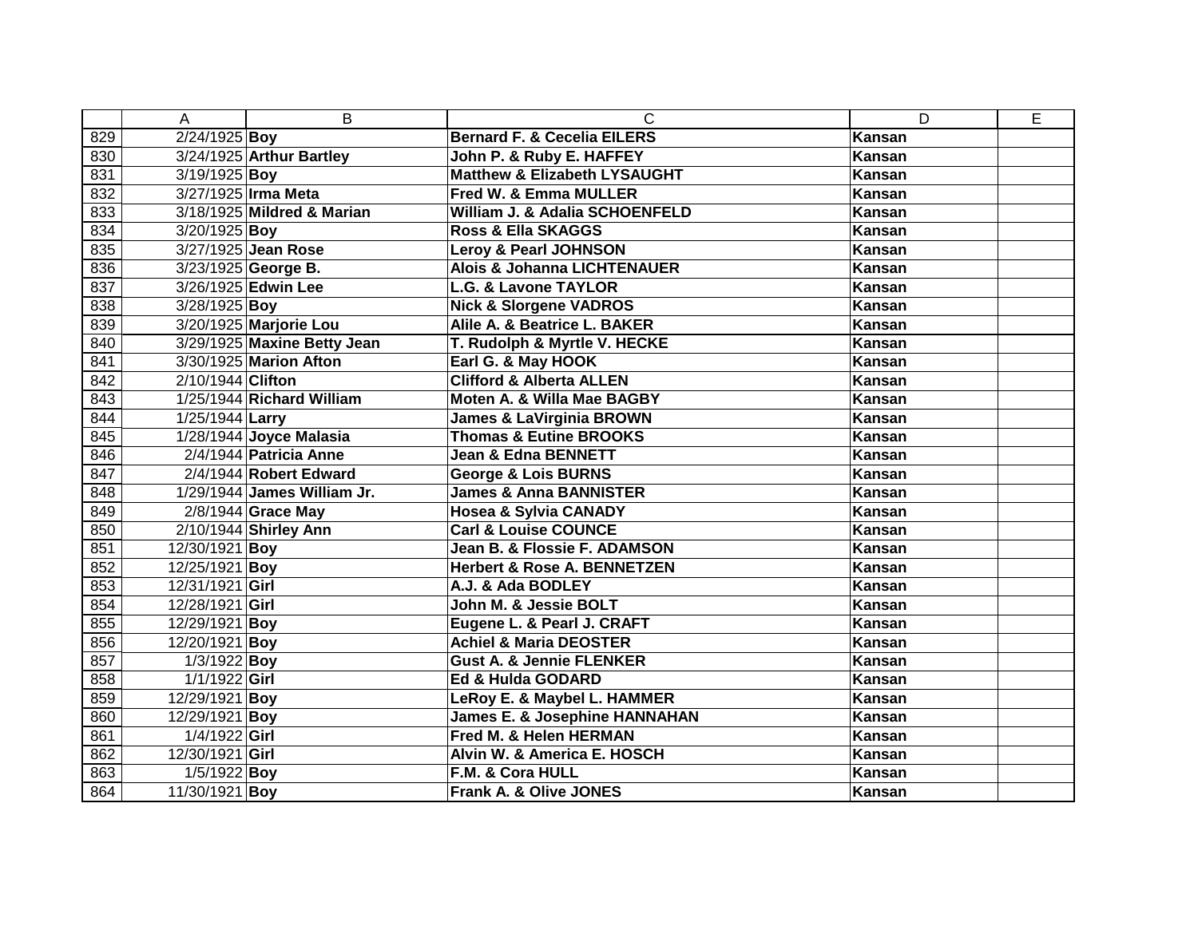| | A | B | C | D | E |
|---|---|---|---|---|---|
| 829 | 2/24/1925 | **Boy** | **Bernard F. & Cecelia EILERS** | **Kansan** | |
| 830 | 3/24/1925 | **Arthur Bartley** | **John P. & Ruby E. HAFFEY** | **Kansan** | |
| 831 | 3/19/1925 | **Boy** | **Matthew & Elizabeth LYSAUGHT** | **Kansan** | |
| 832 | 3/27/1925 | **Irma Meta** | **Fred W. & Emma MULLER** | **Kansan** | |
| 833 | 3/18/1925 | **Mildred & Marian** | **William J. & Adalia SCHOENFELD** | **Kansan** | |
| 834 | 3/20/1925 | **Boy** | **Ross & Ella SKAGGS** | **Kansan** | |
| 835 | 3/27/1925 | **Jean Rose** | **Leroy & Pearl JOHNSON** | **Kansan** | |
| 836 | 3/23/1925 | **George B.** | **Alois & Johanna LICHTENAUER** | **Kansan** | |
| 837 | 3/26/1925 | **Edwin Lee** | **L.G. & Lavone TAYLOR** | **Kansan** | |
| 838 | 3/28/1925 | **Boy** | **Nick & Slorgene VADROS** | **Kansan** | |
| 839 | 3/20/1925 | **Marjorie Lou** | **Alile A. & Beatrice L. BAKER** | **Kansan** | |
| 840 | 3/29/1925 | **Maxine Betty Jean** | **T. Rudolph & Myrtle V. HECKE** | **Kansan** | |
| 841 | 3/30/1925 | **Marion Afton** | **Earl G. & May HOOK** | **Kansan** | |
| 842 | 2/10/1944 | **Clifton** | **Clifford & Alberta ALLEN** | **Kansan** | |
| 843 | 1/25/1944 | **Richard William** | **Moten A. & Willa Mae BAGBY** | **Kansan** | |
| 844 | 1/25/1944 | **Larry** | **James & LaVirginia BROWN** | **Kansan** | |
| 845 | 1/28/1944 | **Joyce Malasia** | **Thomas & Eutine BROOKS** | **Kansan** | |
| 846 | 2/4/1944 | **Patricia Anne** | **Jean & Edna BENNETT** | **Kansan** | |
| 847 | 2/4/1944 | **Robert Edward** | **George & Lois BURNS** | **Kansan** | |
| 848 | 1/29/1944 | **James William Jr.** | **James & Anna BANNISTER** | **Kansan** | |
| 849 | 2/8/1944 | **Grace May** | **Hosea & Sylvia CANADY** | **Kansan** | |
| 850 | 2/10/1944 | **Shirley Ann** | **Carl & Louise COUNCE** | **Kansan** | |
| 851 | 12/30/1921 | **Boy** | **Jean B. & Flossie F. ADAMSON** | **Kansan** | |
| 852 | 12/25/1921 | **Boy** | **Herbert & Rose A. BENNETZEN** | **Kansan** | |
| 853 | 12/31/1921 | **Girl** | **A.J. & Ada BODLEY** | **Kansan** | |
| 854 | 12/28/1921 | **Girl** | **John M. & Jessie BOLT** | **Kansan** | |
| 855 | 12/29/1921 | **Boy** | **Eugene L. & Pearl J. CRAFT** | **Kansan** | |
| 856 | 12/20/1921 | **Boy** | **Achiel & Maria DEOSTER** | **Kansan** | |
| 857 | 1/3/1922 | **Boy** | **Gust A. & Jennie FLENKER** | **Kansan** | |
| 858 | 1/1/1922 | **Girl** | **Ed & Hulda GODARD** | **Kansan** | |
| 859 | 12/29/1921 | **Boy** | **LeRoy E. & Maybel L. HAMMER** | **Kansan** | |
| 860 | 12/29/1921 | **Boy** | **James E. & Josephine HANNAHAN** | **Kansan** | |
| 861 | 1/4/1922 | **Girl** | **Fred M. & Helen HERMAN** | **Kansan** | |
| 862 | 12/30/1921 | **Girl** | **Alvin W. & America E. HOSCH** | **Kansan** | |
| 863 | 1/5/1922 | **Boy** | **F.M. & Cora HULL** | **Kansan** | |
| 864 | 11/30/1921 | **Boy** | **Frank A. & Olive JONES** | **Kansan** | |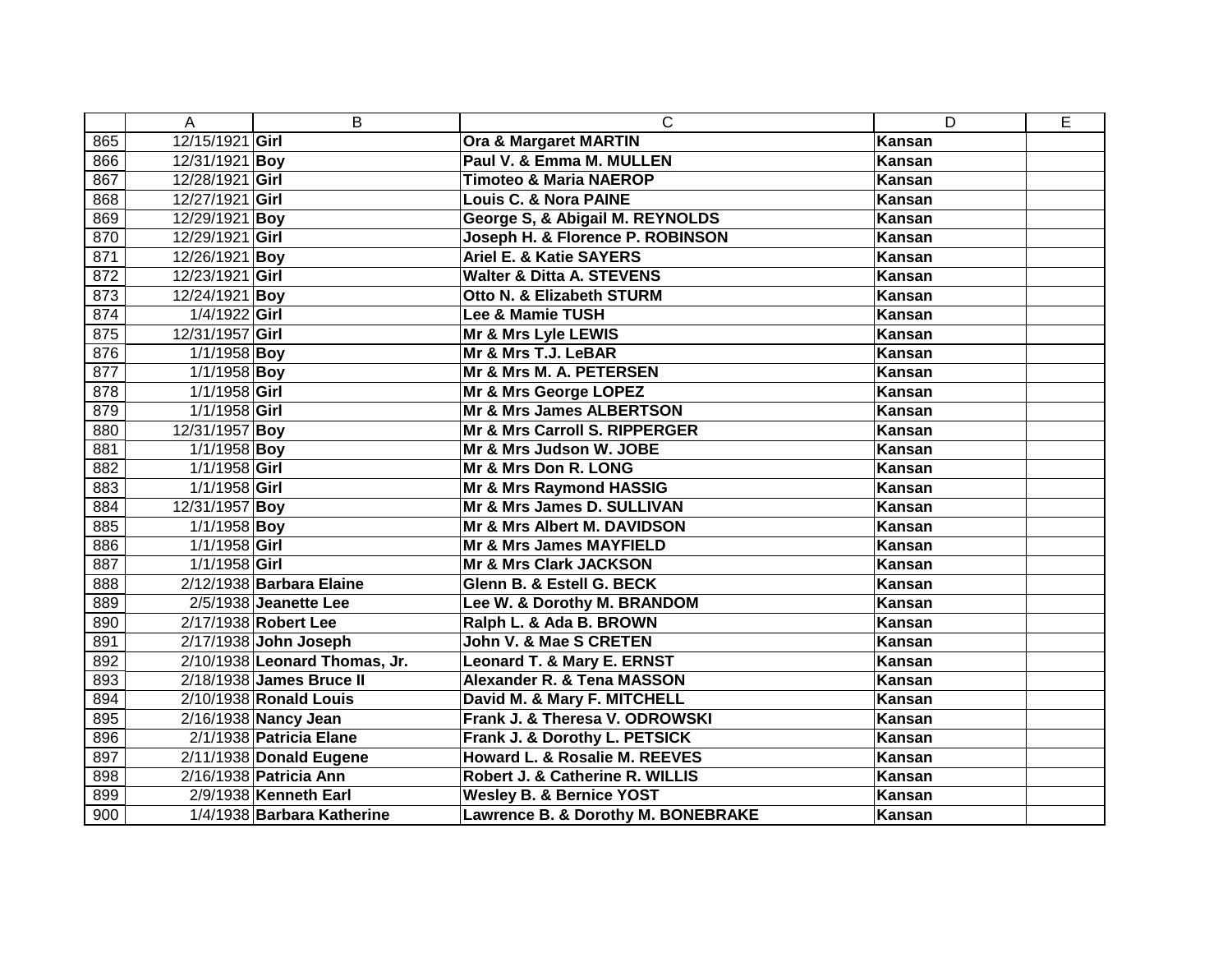| | A | B | C | D | E |
|---|---|---|---|---|---|
| 865 | 12/15/1921 | **Girl** | **Ora & Margaret MARTIN** | **Kansan** | |
| 866 | 12/31/1921 | **Boy** | **Paul V. & Emma M. MULLEN** | **Kansan** | |
| 867 | 12/28/1921 | **Girl** | **Timoteo & Maria NAEROP** | **Kansan** | |
| 868 | 12/27/1921 | **Girl** | **Louis C. & Nora PAINE** | **Kansan** | |
| 869 | 12/29/1921 | **Boy** | **George S, & Abigail M. REYNOLDS** | **Kansan** | |
| 870 | 12/29/1921 | **Girl** | **Joseph H. & Florence P. ROBINSON** | **Kansan** | |
| 871 | 12/26/1921 | **Boy** | **Ariel E. & Katie SAYERS** | **Kansan** | |
| 872 | 12/23/1921 | **Girl** | **Walter & Ditta A. STEVENS** | **Kansan** | |
| 873 | 12/24/1921 | **Boy** | **Otto N. & Elizabeth STURM** | **Kansan** | |
| 874 | 1/4/1922 | **Girl** | **Lee & Mamie TUSH** | **Kansan** | |
| 875 | 12/31/1957 | **Girl** | **Mr & Mrs Lyle LEWIS** | **Kansan** | |
| 876 | 1/1/1958 | **Boy** | **Mr & Mrs T.J. LeBAR** | **Kansan** | |
| 877 | 1/1/1958 | **Boy** | **Mr & Mrs M. A. PETERSEN** | **Kansan** | |
| 878 | 1/1/1958 | **Girl** | **Mr & Mrs George LOPEZ** | **Kansan** | |
| 879 | 1/1/1958 | **Girl** | **Mr & Mrs James ALBERTSON** | **Kansan** | |
| 880 | 12/31/1957 | **Boy** | **Mr & Mrs Carroll S. RIPPERGER** | **Kansan** | |
| 881 | 1/1/1958 | **Boy** | **Mr & Mrs Judson W. JOBE** | **Kansan** | |
| 882 | 1/1/1958 | **Girl** | **Mr & Mrs Don R. LONG** | **Kansan** | |
| 883 | 1/1/1958 | **Girl** | **Mr & Mrs Raymond HASSIG** | **Kansan** | |
| 884 | 12/31/1957 | **Boy** | **Mr & Mrs James D. SULLIVAN** | **Kansan** | |
| 885 | 1/1/1958 | **Boy** | **Mr & Mrs Albert M. DAVIDSON** | **Kansan** | |
| 886 | 1/1/1958 | **Girl** | **Mr & Mrs James MAYFIELD** | **Kansan** | |
| 887 | 1/1/1958 | **Girl** | **Mr & Mrs Clark JACKSON** | **Kansan** | |
| 888 | 2/12/1938 | **Barbara Elaine** | **Glenn B. & Estell G. BECK** | **Kansan** | |
| 889 | 2/5/1938 | **Jeanette Lee** | **Lee W. & Dorothy M. BRANDOM** | **Kansan** | |
| 890 | 2/17/1938 | **Robert Lee** | **Ralph L. & Ada B. BROWN** | **Kansan** | |
| 891 | 2/17/1938 | **John Joseph** | **John V. & Mae S CRETEN** | **Kansan** | |
| 892 | 2/10/1938 | **Leonard Thomas, Jr.** | **Leonard T. & Mary E. ERNST** | **Kansan** | |
| 893 | 2/18/1938 | **James Bruce II** | **Alexander R. & Tena MASSON** | **Kansan** | |
| 894 | 2/10/1938 | **Ronald Louis** | **David M. & Mary F. MITCHELL** | **Kansan** | |
| 895 | 2/16/1938 | **Nancy Jean** | **Frank J. & Theresa V. ODROWSKI** | **Kansan** | |
| 896 | 2/1/1938 | **Patricia Elane** | **Frank J. & Dorothy L. PETSICK** | **Kansan** | |
| 897 | 2/11/1938 | **Donald Eugene** | **Howard L. & Rosalie M. REEVES** | **Kansan** | |
| 898 | 2/16/1938 | **Patricia Ann** | **Robert J. & Catherine R. WILLIS** | **Kansan** | |
| 899 | 2/9/1938 | **Kenneth Earl** | **Wesley B. & Bernice YOST** | **Kansan** | |
| 900 | 1/4/1938 | **Barbara Katherine** | **Lawrence B. & Dorothy M. BONEBRAKE** | **Kansan** | |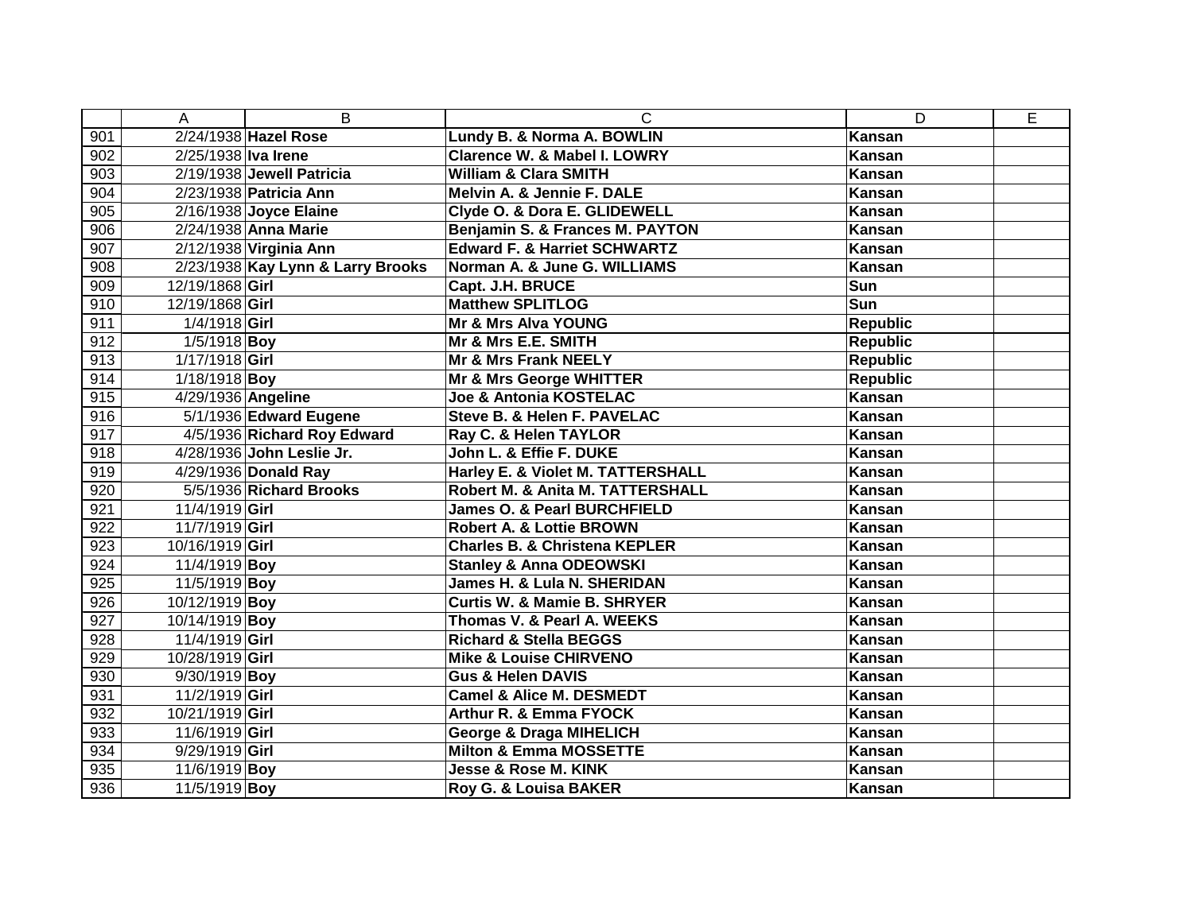| | A | B | C | D | E |
|---|---|---|---|---|---|
| 901 | 2/24/1938 | **Hazel Rose** | **Lundy B. & Norma A. BOWLIN** | **Kansan** | |
| 902 | 2/25/1938 | **Iva Irene** | **Clarence W. & Mabel I. LOWRY** | **Kansan** | |
| 903 | 2/19/1938 | **Jewell Patricia** | **William & Clara SMITH** | **Kansan** | |
| 904 | 2/23/1938 | **Patricia Ann** | **Melvin A. & Jennie F. DALE** | **Kansan** | |
| 905 | 2/16/1938 | **Joyce Elaine** | **Clyde O. & Dora E. GLIDEWELL** | **Kansan** | |
| 906 | 2/24/1938 | **Anna Marie** | **Benjamin S. & Frances M. PAYTON** | **Kansan** | |
| 907 | 2/12/1938 | **Virginia Ann** | **Edward F. & Harriet SCHWARTZ** | **Kansan** | |
| 908 | 2/23/1938 | **Kay Lynn & Larry Brooks** | **Norman A. & June G. WILLIAMS** | **Kansan** | |
| 909 | 12/19/1868 | **Girl** | **Capt. J.H. BRUCE** | **Sun** | |
| 910 | 12/19/1868 | **Girl** | **Matthew SPLITLOG** | **Sun** | |
| 911 | 1/4/1918 | **Girl** | **Mr & Mrs Alva YOUNG** | **Republic** | |
| 912 | 1/5/1918 | **Boy** | **Mr & Mrs E.E. SMITH** | **Republic** | |
| 913 | 1/17/1918 | **Girl** | **Mr & Mrs Frank NEELY** | **Republic** | |
| 914 | 1/18/1918 | **Boy** | **Mr & Mrs George WHITTER** | **Republic** | |
| 915 | 4/29/1936 | **Angeline** | **Joe & Antonia KOSTELAC** | **Kansan** | |
| 916 | 5/1/1936 | **Edward Eugene** | **Steve B. & Helen F. PAVELAC** | **Kansan** | |
| 917 | 4/5/1936 | **Richard Roy Edward** | **Ray C. & Helen TAYLOR** | **Kansan** | |
| 918 | 4/28/1936 | **John Leslie Jr.** | **John L. & Effie F. DUKE** | **Kansan** | |
| 919 | 4/29/1936 | **Donald Ray** | **Harley E. & Violet M. TATTERSHALL** | **Kansan** | |
| 920 | 5/5/1936 | **Richard Brooks** | **Robert M. & Anita M. TATTERSHALL** | **Kansan** | |
| 921 | 11/4/1919 | **Girl** | **James O. & Pearl BURCHFIELD** | **Kansan** | |
| 922 | 11/7/1919 | **Girl** | **Robert A. & Lottie BROWN** | **Kansan** | |
| 923 | 10/16/1919 | **Girl** | **Charles B. & Christena KEPLER** | **Kansan** | |
| 924 | 11/4/1919 | **Boy** | **Stanley & Anna ODEOWSKI** | **Kansan** | |
| 925 | 11/5/1919 | **Boy** | **James H. & Lula N. SHERIDAN** | **Kansan** | |
| 926 | 10/12/1919 | **Boy** | **Curtis W. & Mamie B. SHRYER** | **Kansan** | |
| 927 | 10/14/1919 | **Boy** | **Thomas V. & Pearl A. WEEKS** | **Kansan** | |
| 928 | 11/4/1919 | **Girl** | **Richard & Stella BEGGS** | **Kansan** | |
| 929 | 10/28/1919 | **Girl** | **Mike & Louise CHIRVENO** | **Kansan** | |
| 930 | 9/30/1919 | **Boy** | **Gus & Helen DAVIS** | **Kansan** | |
| 931 | 11/2/1919 | **Girl** | **Camel & Alice M. DESMEDT** | **Kansan** | |
| 932 | 10/21/1919 | **Girl** | **Arthur R. & Emma FYOCK** | **Kansan** | |
| 933 | 11/6/1919 | **Girl** | **George & Draga MIHELICH** | **Kansan** | |
| 934 | 9/29/1919 | **Girl** | **Milton & Emma MOSSETTE** | **Kansan** | |
| 935 | 11/6/1919 | **Boy** | **Jesse & Rose M. KINK** | **Kansan** | |
| 936 | 11/5/1919 | **Boy** | **Roy G. & Louisa BAKER** | **Kansan** | |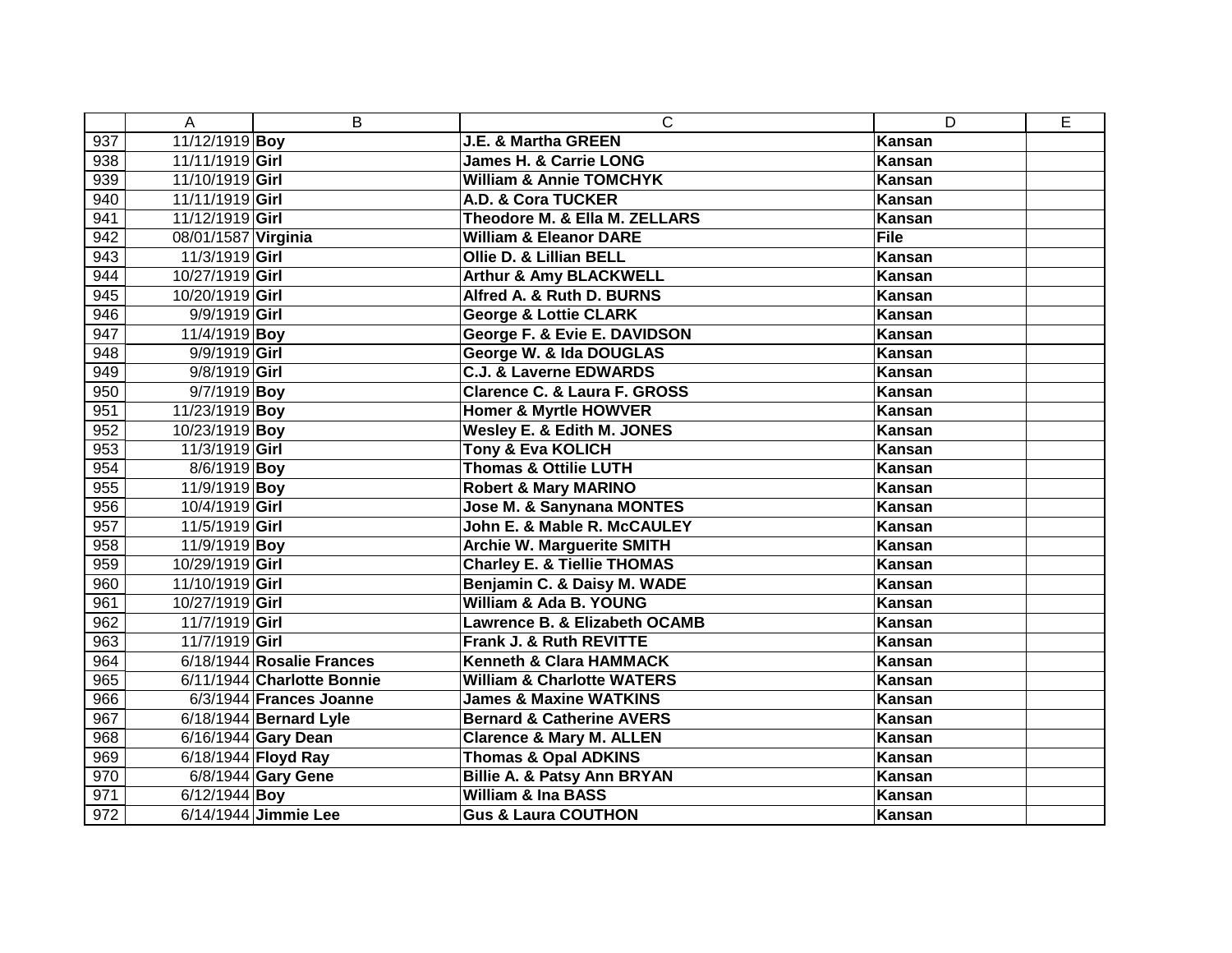| | A | B | C | D | E |
|---|---|---|---|---|---|
| 937 | 11/12/1919 | **Boy** | **J.E. & Martha GREEN** | **Kansan** | |
| 938 | 11/11/1919 | **Girl** | **James H. & Carrie LONG** | **Kansan** | |
| 939 | 11/10/1919 | **Girl** | **William & Annie TOMCHYK** | **Kansan** | |
| 940 | 11/11/1919 | **Girl** | **A.D. & Cora TUCKER** | **Kansan** | |
| 941 | 11/12/1919 | **Girl** | **Theodore M. & Ella M. ZELLARS** | **Kansan** | |
| 942 | 08/01/1587 | **Virginia** | **William & Eleanor DARE** | **File** | |
| 943 | 11/3/1919 | **Girl** | **Ollie D. & Lillian BELL** | **Kansan** | |
| 944 | 10/27/1919 | **Girl** | **Arthur & Amy BLACKWELL** | **Kansan** | |
| 945 | 10/20/1919 | **Girl** | **Alfred A. & Ruth D. BURNS** | **Kansan** | |
| 946 | 9/9/1919 | **Girl** | **George & Lottie CLARK** | **Kansan** | |
| 947 | 11/4/1919 | **Boy** | **George F. & Evie E. DAVIDSON** | **Kansan** | |
| 948 | 9/9/1919 | **Girl** | **George W. & Ida DOUGLAS** | **Kansan** | |
| 949 | 9/8/1919 | **Girl** | **C.J. & Laverne EDWARDS** | **Kansan** | |
| 950 | 9/7/1919 | **Boy** | **Clarence C. & Laura F. GROSS** | **Kansan** | |
| 951 | 11/23/1919 | **Boy** | **Homer & Myrtle HOWVER** | **Kansan** | |
| 952 | 10/23/1919 | **Boy** | **Wesley E. & Edith M. JONES** | **Kansan** | |
| 953 | 11/3/1919 | **Girl** | **Tony & Eva KOLICH** | **Kansan** | |
| 954 | 8/6/1919 | **Boy** | **Thomas & Ottilie LUTH** | **Kansan** | |
| 955 | 11/9/1919 | **Boy** | **Robert & Mary MARINO** | **Kansan** | |
| 956 | 10/4/1919 | **Girl** | **Jose M. & Sanynana MONTES** | **Kansan** | |
| 957 | 11/5/1919 | **Girl** | **John E. & Mable R. McCAULEY** | **Kansan** | |
| 958 | 11/9/1919 | **Boy** | **Archie W. Marguerite SMITH** | **Kansan** | |
| 959 | 10/29/1919 | **Girl** | **Charley E. & Tiellie THOMAS** | **Kansan** | |
| 960 | 11/10/1919 | **Girl** | **Benjamin C. & Daisy M. WADE** | **Kansan** | |
| 961 | 10/27/1919 | **Girl** | **William & Ada B. YOUNG** | **Kansan** | |
| 962 | 11/7/1919 | **Girl** | **Lawrence B. & Elizabeth OCAMB** | **Kansan** | |
| 963 | 11/7/1919 | **Girl** | **Frank J. & Ruth REVITTE** | **Kansan** | |
| 964 | 6/18/1944 | **Rosalie Frances** | **Kenneth & Clara HAMMACK** | **Kansan** | |
| 965 | 6/11/1944 | **Charlotte Bonnie** | **William & Charlotte WATERS** | **Kansan** | |
| 966 | 6/3/1944 | **Frances Joanne** | **James & Maxine WATKINS** | **Kansan** | |
| 967 | 6/18/1944 | **Bernard Lyle** | **Bernard & Catherine AVERS** | **Kansan** | |
| 968 | 6/16/1944 | **Gary Dean** | **Clarence & Mary M. ALLEN** | **Kansan** | |
| 969 | 6/18/1944 | **Floyd Ray** | **Thomas & Opal ADKINS** | **Kansan** | |
| 970 | 6/8/1944 | **Gary Gene** | **Billie A. & Patsy Ann BRYAN** | **Kansan** | |
| 971 | 6/12/1944 | **Boy** | **William & Ina BASS** | **Kansan** | |
| 972 | 6/14/1944 | **Jimmie Lee** | **Gus & Laura COUTHON** | **Kansan** | |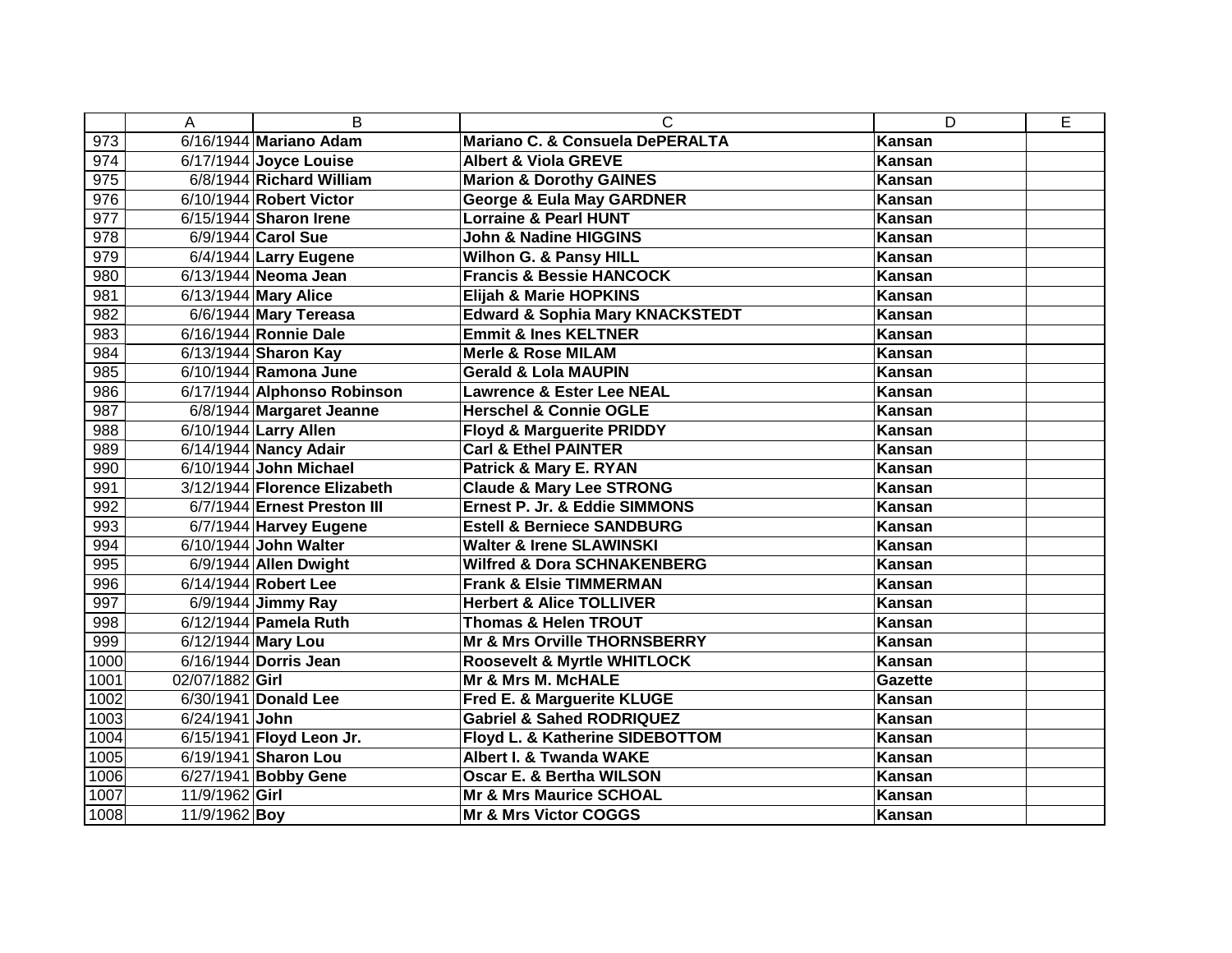| | A | B | C | D | E |
|---|---|---|---|---|---|
| 973 | 6/16/1944 | **Mariano Adam** | **Mariano C. & Consuela DePERALTA** | **Kansan** | |
| 974 | 6/17/1944 | **Joyce Louise** | **Albert & Viola GREVE** | **Kansan** | |
| 975 | 6/8/1944 | **Richard William** | **Marion & Dorothy GAINES** | **Kansan** | |
| 976 | 6/10/1944 | **Robert Victor** | **George & Eula May GARDNER** | **Kansan** | |
| 977 | 6/15/1944 | **Sharon Irene** | **Lorraine & Pearl HUNT** | **Kansan** | |
| 978 | 6/9/1944 | **Carol Sue** | **John & Nadine HIGGINS** | **Kansan** | |
| 979 | 6/4/1944 | **Larry Eugene** | **Wilhon G. & Pansy HILL** | **Kansan** | |
| 980 | 6/13/1944 | **Neoma Jean** | **Francis & Bessie HANCOCK** | **Kansan** | |
| 981 | 6/13/1944 | **Mary Alice** | **Elijah & Marie HOPKINS** | **Kansan** | |
| 982 | 6/6/1944 | **Mary Tereasa** | **Edward & Sophia Mary KNACKSTEDT** | **Kansan** | |
| 983 | 6/16/1944 | **Ronnie Dale** | **Emmit & Ines KELTNER** | **Kansan** | |
| 984 | 6/13/1944 | **Sharon Kay** | **Merle & Rose MILAM** | **Kansan** | |
| 985 | 6/10/1944 | **Ramona June** | **Gerald & Lola MAUPIN** | **Kansan** | |
| 986 | 6/17/1944 | **Alphonso Robinson** | **Lawrence & Ester Lee NEAL** | **Kansan** | |
| 987 | 6/8/1944 | **Margaret Jeanne** | **Herschel & Connie OGLE** | **Kansan** | |
| 988 | 6/10/1944 | **Larry Allen** | **Floyd & Marguerite PRIDDY** | **Kansan** | |
| 989 | 6/14/1944 | **Nancy Adair** | **Carl & Ethel PAINTER** | **Kansan** | |
| 990 | 6/10/1944 | **John Michael** | **Patrick & Mary E. RYAN** | **Kansan** | |
| 991 | 3/12/1944 | **Florence Elizabeth** | **Claude & Mary Lee STRONG** | **Kansan** | |
| 992 | 6/7/1944 | **Ernest Preston III** | **Ernest P. Jr. & Eddie SIMMONS** | **Kansan** | |
| 993 | 6/7/1944 | **Harvey Eugene** | **Estell & Berniece SANDBURG** | **Kansan** | |
| 994 | 6/10/1944 | **John Walter** | **Walter & Irene SLAWINSKI** | **Kansan** | |
| 995 | 6/9/1944 | **Allen Dwight** | **Wilfred & Dora SCHNAKENBERG** | **Kansan** | |
| 996 | 6/14/1944 | **Robert Lee** | **Frank & Elsie TIMMERMAN** | **Kansan** | |
| 997 | 6/9/1944 | **Jimmy Ray** | **Herbert & Alice TOLLIVER** | **Kansan** | |
| 998 | 6/12/1944 | **Pamela Ruth** | **Thomas & Helen TROUT** | **Kansan** | |
| 999 | 6/12/1944 | **Mary Lou** | **Mr & Mrs Orville THORNSBERRY** | **Kansan** | |
| 1000 | 6/16/1944 | **Dorris Jean** | **Roosevelt & Myrtle WHITLOCK** | **Kansan** | |
| 1001 | 02/07/1882 | **Girl** | **Mr & Mrs M. McHALE** | **Gazette** | |
| 1002 | 6/30/1941 | **Donald Lee** | **Fred E. & Marguerite KLUGE** | **Kansan** | |
| 1003 | 6/24/1941 | **John** | **Gabriel & Sahed RODRIQUEZ** | **Kansan** | |
| 1004 | 6/15/1941 | **Floyd Leon Jr.** | **Floyd L. & Katherine SIDEBOTTOM** | **Kansan** | |
| 1005 | 6/19/1941 | **Sharon Lou** | **Albert I. & Twanda WAKE** | **Kansan** | |
| 1006 | 6/27/1941 | **Bobby Gene** | **Oscar E. & Bertha WILSON** | **Kansan** | |
| 1007 | 11/9/1962 | **Girl** | **Mr & Mrs Maurice SCHOAL** | **Kansan** | |
| 1008 | 11/9/1962 | **Boy** | **Mr & Mrs Victor COGGS** | **Kansan** | |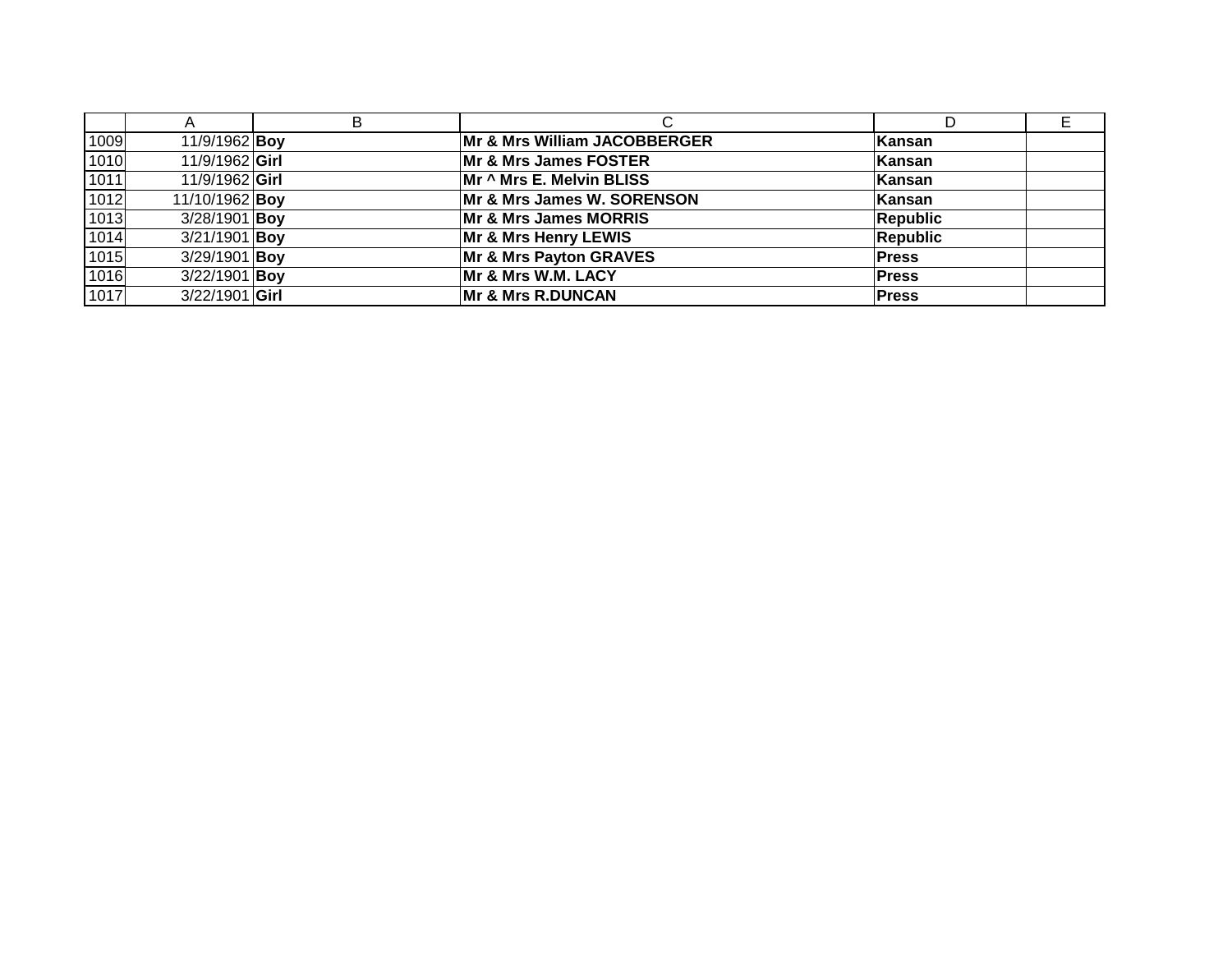| | A | B | C | D | E |
|---|---|---|---|---|---|
| 1009 | 11/9/1962 | **Boy** | **Mr & Mrs William JACOBBERGER** | **Kansan** | |
| 1010 | 11/9/1962 | **Girl** | **Mr & Mrs James FOSTER** | **Kansan** | |
| 1011 | 11/9/1962 | **Girl** | **Mr ^ Mrs E. Melvin BLISS** | **Kansan** | |
| 1012 | 11/10/1962 | **Boy** | **Mr & Mrs James W. SORENSON** | **Kansan** | |
| 1013 | 3/28/1901 | **Boy** | **Mr & Mrs James MORRIS** | **Republic** | |
| 1014 | 3/21/1901 | **Boy** | **Mr & Mrs Henry LEWIS** | **Republic** | |
| 1015 | 3/29/1901 | **Boy** | **Mr & Mrs Payton GRAVES** | **Press** | |
| 1016 | 3/22/1901 | **Boy** | **Mr & Mrs W.M. LACY** | **Press** | |
| 1017 | 3/22/1901 | **Girl** | **Mr & Mrs R.DUNCAN** | **Press** | |